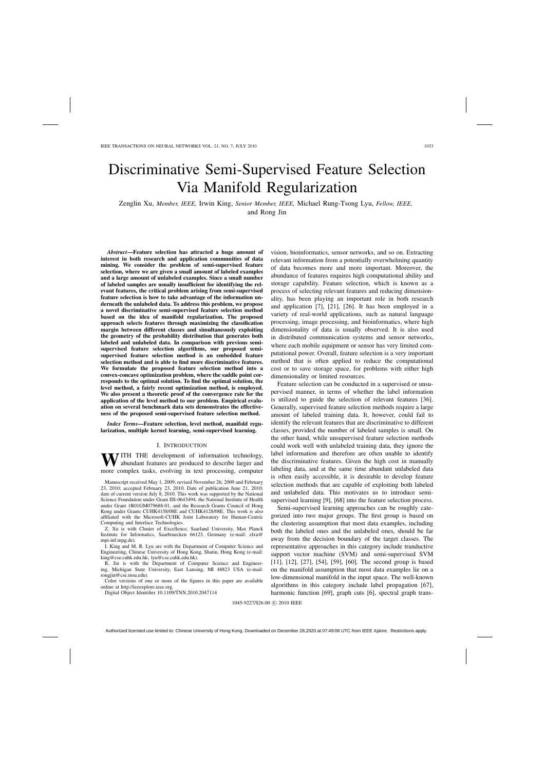# Discriminative Semi-Supervised Feature Selection Via Manifold Regularization

Zenglin Xu, *Member, IEEE,* Irwin King, *Senior Member, IEEE,* Michael Rung-Tsong Lyu, *Fellow, IEEE,* and Rong Jin

***Abstract*—Feature selection has attracted a huge amount of interest in both research and application communities of data mining. We consider the problem of semi-supervised feature selection, where we are given a small amount of labeled examples and a large amount of unlabeled examples. Since a small number of labeled samples are usually insufficient for identifying the relevant features, the critical problem arising from semi-supervised feature selection is how to take advantage of the information underneath the unlabeled data. To address this problem, we propose a novel discriminative semi-supervised feature selection method based on the idea of manifold regularization. The proposed approach selects features through maximizing the classification margin between different classes and simultaneously exploiting the geometry of the probability distribution that generates both labeled and unlabeled data. In comparison with previous semi-supervised feature selection algorithms, our proposed semi-supervised feature selection method is an embedded feature selection method and is able to find more discriminative features. We formulate the proposed feature selection method into a convex-concave optimization problem, where the saddle point corresponds to the optimal solution. To find the optimal solution, the level method, a fairly recent optimization method, is employed. We also present a theoretic proof of the convergence rate for the application of the level method to our problem. Empirical evaluation on several benchmark data sets demonstrates the effectiveness of the proposed semi-supervised feature selection method.**

***Index Terms*—Feature selection, level method, manifold regularization, multiple kernel learning, semi-supervised learning.**

## I. Introduction

With the development of information technology, abundant features are produced to describe larger and more complex tasks, evolving in text processing, computer vision, bioinformatics, sensor networks, and so on. Extracting relevant information from a potentially overwhelming quantity of data becomes more and more important. Moreover, the abundance of features requires high computational ability and storage capability. Feature selection, which is known as a process of selecting relevant features and reducing dimensionality, has been playing an important role in both research and application [7], [21], [26]. It has been employed in a variety of real-world applications, such as natural language processing, image processing, and bioinformatics, where high dimensionality of data is usually observed. It is also used in distributed communication systems and sensor networks, where each mobile equipment or sensor has very limited computational power. Overall, feature selection is a very important method that is often applied to reduce the computational cost or to save storage space, for problems with either high dimensionality or limited resources.

Feature selection can be conducted in a supervised or unsupervised manner, in terms of whether the label information is utilized to guide the selection of relevant features [36]. Generally, supervised feature selection methods require a large amount of labeled training data. It, however, could fail to identify the relevant features that are discriminative to different classes, provided the number of labeled samples is small. On the other hand, while unsupervised feature selection methods could work well with unlabeled training data, they ignore the label information and therefore are often unable to identify the discriminative features. Given the high cost in manually labeling data, and at the same time abundant unlabeled data is often easily accessible, it is desirable to develop feature selection methods that are capable of exploiting both labeled and unlabeled data. This motivates us to introduce semi-supervised learning [9], [68] into the feature selection process.

Semi-supervised learning approaches can be roughly categorized into two major groups. The first group is based on the clustering assumption that most data examples, including both the labeled ones and the unlabeled ones, should be far away from the decision boundary of the target classes. The representative approaches in this category include tranductive support vector machine (SVM) and semi-supervised SVM [11], [12], [27], [54], [59], [60]. The second group is based on the manifold assumption that most data examples lie on a low-dimensional manifold in the input space. The well-known algorithms in this category include label propagation [67], harmonic function [69], graph cuts [6], spectral graph trans-

Manuscript received May 1, 2009; revised November 26, 2009 and February 23, 2010; accepted February 23, 2010. Date of publication June 21, 2010; date of current version July 8, 2010. This work was supported by the National Science Foundation under Grant IIS-0643494, the National Institute of Health under Grant 1R01GM079688-01, and the Research Grants Council of Hong Kong under Grants CUHK4158/08E and CUHK4128/08E. This work is also affiliated with the Microsoft-CUHK Joint Laboratory for Human-Centric Computing and Interface Technologies.

Z. Xu is with Cluster of Excellence, Saarland University, Max Planck Institute for Informatics, Saarbruecken 66123, Germany (e-mail: zlxu@mpi-inf.mpg.de).

I. King and M. R. Lyu are with the Department of Computer Science and Engineering, Chinese University of Hong Kong, Shatin, Hong Kong (e-mail: king@cse.cuhk.edu.hk; lyu@cse.cuhk.edu.hk).

R. Jin is with the Department of Computer Science and Engineering, Michigan State University, East Lansing, MI 48823 USA (e-mail: rongjin@cse.msu.edu).

Color versions of one or more of the figures in this paper are available online at http://ieeexplore.ieee.org.

Digital Object Identifier 10.1109/TNN.2010.2047114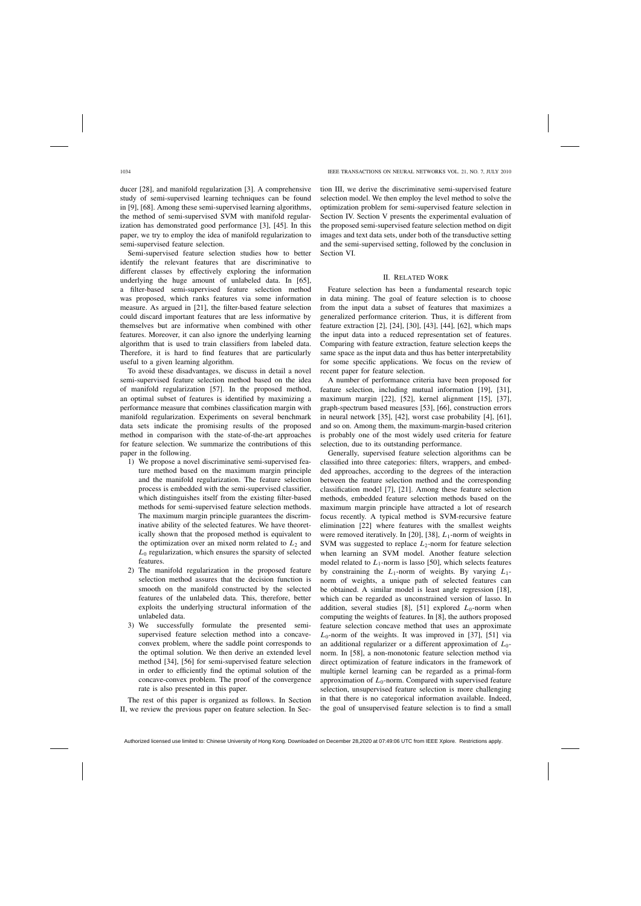ducer [28], and manifold regularization [3]. A comprehensive study of semi-supervised learning techniques can be found in [9], [68]. Among these semi-supervised learning algorithms, the method of semi-supervised SVM with manifold regularization has demonstrated good performance [3], [45]. In this paper, we try to employ the idea of manifold regularization to semi-supervised feature selection.

Semi-supervised feature selection studies how to better identify the relevant features that are discriminative to different classes by effectively exploring the information underlying the huge amount of unlabeled data. In [65], a filter-based semi-supervised feature selection method was proposed, which ranks features via some information measure. As argued in [21], the filter-based feature selection could discard important features that are less informative by themselves but are informative when combined with other features. Moreover, it can also ignore the underlying learning algorithm that is used to train classifiers from labeled data. Therefore, it is hard to find features that are particularly useful to a given learning algorithm.

To avoid these disadvantages, we discuss in detail a novel semi-supervised feature selection method based on the idea of manifold regularization [57]. In the proposed method, an optimal subset of features is identified by maximizing a performance measure that combines classification margin with manifold regularization. Experiments on several benchmark data sets indicate the promising results of the proposed method in comparison with the state-of-the-art approaches for feature selection. We summarize the contributions of this paper in the following.

1) We propose a novel discriminative semi-supervised feature method based on the maximum margin principle and the manifold regularization. The feature selection process is embedded with the semi-supervised classifier, which distinguishes itself from the existing filter-based methods for semi-supervised feature selection methods. The maximum margin principle guarantees the discriminative ability of the selected features. We have theoretically shown that the proposed method is equivalent to the optimization over an mixed norm related to $L_2$ and $L_0$ regularization, which ensures the sparsity of selected features.
2) The manifold regularization in the proposed feature selection method assures that the decision function is smooth on the manifold constructed by the selected features of the unlabeled data. This, therefore, better exploits the underlying structural information of the unlabeled data.
3) We successfully formulate the presented semi-supervised feature selection method into a concave-convex problem, where the saddle point corresponds to the optimal solution. We then derive an extended level method [34], [56] for semi-supervised feature selection in order to efficiently find the optimal solution of the concave-convex problem. The proof of the convergence rate is also presented in this paper.

The rest of this paper is organized as follows. In Section II, we review the previous paper on feature selection. In Section III, we derive the discriminative semi-supervised feature selection model. We then employ the level method to solve the optimization problem for semi-supervised feature selection in Section IV. Section V presents the experimental evaluation of the proposed semi-supervised feature selection method on digit images and text data sets, under both of the transductive setting and the semi-supervised setting, followed by the conclusion in Section VI.

## II. Related Work

Feature selection has been a fundamental research topic in data mining. The goal of feature selection is to choose from the input data a subset of features that maximizes a generalized performance criterion. Thus, it is different from feature extraction [2], [24], [30], [43], [44], [62], which maps the input data into a reduced representation set of features. Comparing with feature extraction, feature selection keeps the same space as the input data and thus has better interpretability for some specific applications. We focus on the review of recent paper for feature selection.

A number of performance criteria have been proposed for feature selection, including mutual information [19], [31], maximum margin [22], [52], kernel alignment [15], [37], graph-spectrum based measures [53], [66], construction errors in neural network [35], [42], worst case probability [4], [61], and so on. Among them, the maximum-margin-based criterion is probably one of the most widely used criteria for feature selection, due to its outstanding performance.

Generally, supervised feature selection algorithms can be classified into three categories: filters, wrappers, and embedded approaches, according to the degrees of the interaction between the feature selection method and the corresponding classification model [7], [21]. Among these feature selection methods, embedded feature selection methods based on the maximum margin principle have attracted a lot of research focus recently. A typical method is SVM-recursive feature elimination [22] where features with the smallest weights were removed iteratively. In [20], [38], $L_1$-norm of weights in SVM was suggested to replace $L_2$-norm for feature selection when learning an SVM model. Another feature selection model related to $L_1$-norm is lasso [50], which selects features by constraining the $L_1$-norm of weights. By varying $L_1$-norm of weights, a unique path of selected features can be obtained. A similar model is least angle regression [18], which can be regarded as unconstrained version of lasso. In addition, several studies [8], [51] explored $L_0$-norm when computing the weights of features. In [8], the authors proposed feature selection concave method that uses an approximate $L_0$-norm of the weights. It was improved in [37], [51] via an additional regularizer or a different approximation of $L_0$-norm. In [58], a non-monotonic feature selection method via direct optimization of feature indicators in the framework of multiple kernel learning can be regarded as a primal-form approximation of $L_0$-norm. Compared with supervised feature selection, unsupervised feature selection is more challenging in that there is no categorical information available. Indeed, the goal of unsupervised feature selection is to find a small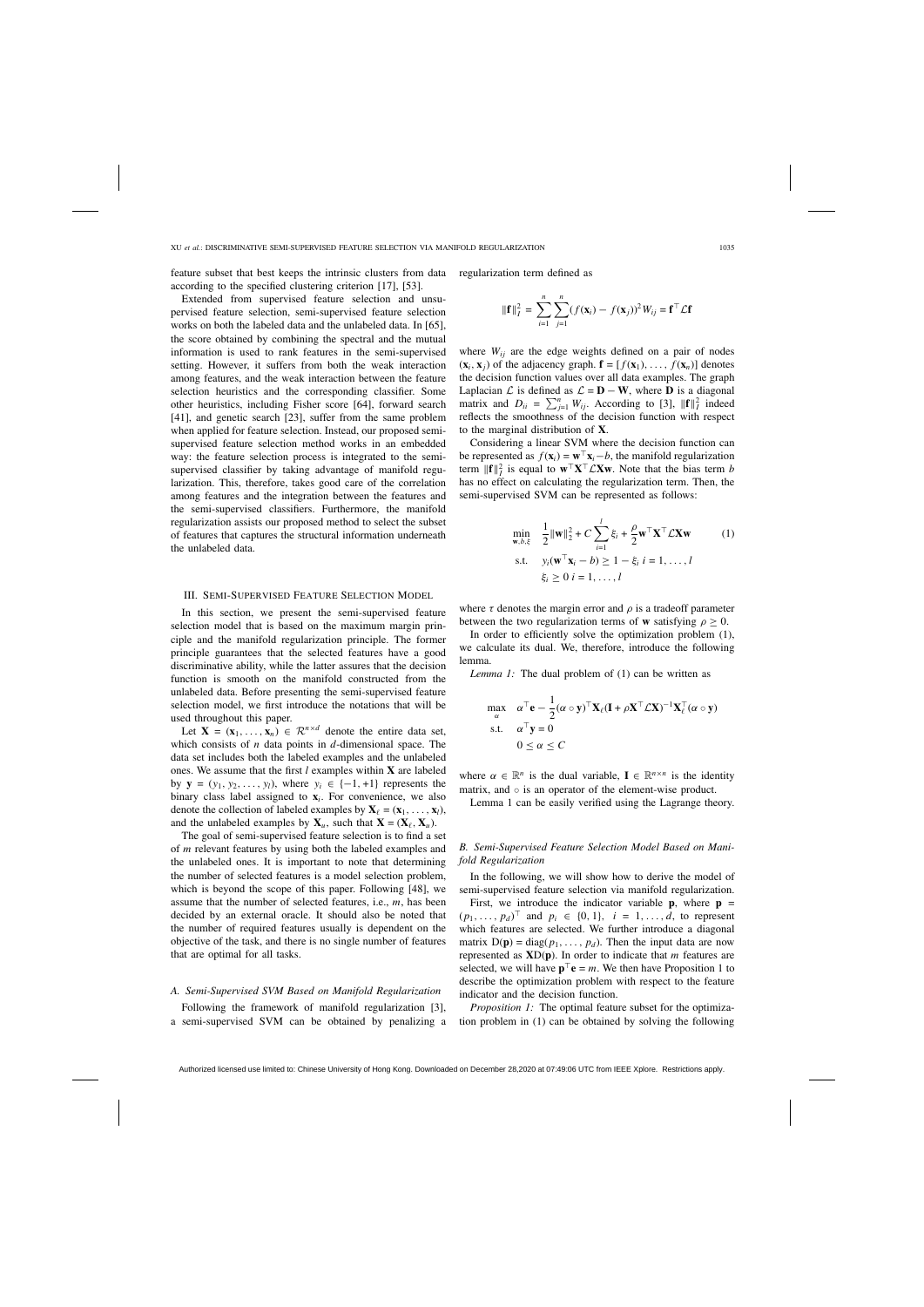feature subset that best keeps the intrinsic clusters from data according to the specified clustering criterion [17], [53].

Extended from supervised feature selection and unsupervised feature selection, semi-supervised feature selection works on both the labeled data and the unlabeled data. In [65], the score obtained by combining the spectral and the mutual information is used to rank features in the semi-supervised setting. However, it suffers from both the weak interaction among features, and the weak interaction between the feature selection heuristics and the corresponding classifier. Some other heuristics, including Fisher score [64], forward search [41], and genetic search [23], suffer from the same problem when applied for feature selection. Instead, our proposed semi-supervised feature selection method works in an embedded way: the feature selection process is integrated to the semi-supervised classifier by taking advantage of manifold regularization. This, therefore, takes good care of the correlation among features and the integration between the features and the semi-supervised classifiers. Furthermore, the manifold regularization assists our proposed method to select the subset of features that captures the structural information underneath the unlabeled data.

## III. Semi-Supervised Feature Selection Model

In this section, we present the semi-supervised feature selection model that is based on the maximum margin principle and the manifold regularization principle. The former principle guarantees that the selected features have a good discriminative ability, while the latter assures that the decision function is smooth on the manifold constructed from the unlabeled data. Before presenting the semi-supervised feature selection model, we first introduce the notations that will be used throughout this paper.

Let $\mathbf{X} = (\mathbf{x}_1, \ldots, \mathbf{x}_n) \in \mathcal{R}^{n\times d}$ denote the entire data set, which consists of $n$ data points in $d$-dimensional space. The data set includes both the labeled examples and the unlabeled ones. We assume that the first $l$ examples within $\mathbf{X}$ are labeled by $\mathbf{y} = (y_1, y_2, \ldots, y_l)$, where $y_i \in \{-1, +1\}$ represents the binary class label assigned to $\mathbf{x}_i$. For convenience, we also denote the collection of labeled examples by $\mathbf{X}_\ell = (\mathbf{x}_1, \ldots, \mathbf{x}_l)$, and the unlabeled examples by $\mathbf{X}_u$, such that $\mathbf{X} = (\mathbf{X}_\ell, \mathbf{X}_u)$.

The goal of semi-supervised feature selection is to find a set of $m$ relevant features by using both the labeled examples and the unlabeled ones. It is important to note that determining the number of selected features is a model selection problem, which is beyond the scope of this paper. Following [48], we assume that the number of selected features, i.e., $m$, has been decided by an external oracle. It should also be noted that the number of required features usually is dependent on the objective of the task, and there is no single number of features that are optimal for all tasks.

### A. Semi-Supervised SVM Based on Manifold Regularization

Following the framework of manifold regularization [3], a semi-supervised SVM can be obtained by penalizing a regularization term defined as

$$\|\mathbf{f}\|_I^2 = \sum_{i=1}^{n}\sum_{j=1}^{n}(f(\mathbf{x}_i) - f(\mathbf{x}_j))^2 W_{ij} = \mathbf{f}^\top \mathcal{L}\mathbf{f}$$

where $W_{ij}$ are the edge weights defined on a pair of nodes $(\mathbf{x}_i, \mathbf{x}_j)$ of the adjacency graph. $\mathbf{f} = [f(\mathbf{x}_1), \ldots, f(\mathbf{x}_n)]$ denotes the decision function values over all data examples. The graph Laplacian $\mathcal{L}$ is defined as $\mathcal{L} = \mathbf{D} - \mathbf{W}$, where $\mathbf{D}$ is a diagonal matrix and $D_{ii} = \sum_{j=1}^{n} W_{ij}$. According to [3], $\|\mathbf{f}\|_I^2$ indeed reflects the smoothness of the decision function with respect to the marginal distribution of $\mathbf{X}$.

Considering a linear SVM where the decision function can be represented as $f(\mathbf{x}_i) = \mathbf{w}^\top\mathbf{x}_i - b$, the manifold regularization term $\|\mathbf{f}\|_I^2$ is equal to $\mathbf{w}^\top\mathbf{X}^\top\mathcal{L}\mathbf{X}\mathbf{w}$. Note that the bias term $b$ has no effect on calculating the regularization term. Then, the semi-supervised SVM can be represented as follows:

$$\begin{aligned}
\min_{\mathbf{w},b,\xi}\quad & \frac{1}{2}\|\mathbf{w}\|_2^2 + C\sum_{i=1}^{l}\xi_i + \frac{\rho}{2}\mathbf{w}^\top\mathbf{X}^\top\mathcal{L}\mathbf{X}\mathbf{w} \qquad (1)\\
\text{s.t.}\quad & y_i(\mathbf{w}^\top\mathbf{x}_i - b) \geq 1 - \xi_i \; i = 1, \ldots, l\\
& \xi_i \geq 0 \; i = 1, \ldots, l
\end{aligned}$$

where $\tau$ denotes the margin error and $\rho$ is a tradeoff parameter between the two regularization terms of $\mathbf{w}$ satisfying $\rho \geq 0$.

In order to efficiently solve the optimization problem (1), we calculate its dual. We, therefore, introduce the following lemma.

*Lemma 1:* The dual problem of (1) can be written as

$$\begin{aligned}
\max_{\alpha}\quad & \alpha^\top\mathbf{e} - \frac{1}{2}(\alpha\circ\mathbf{y})^\top\mathbf{X}_\ell(\mathbf{I} + \rho\mathbf{X}^\top\mathcal{L}\mathbf{X})^{-1}\mathbf{X}_\ell^\top(\alpha\circ\mathbf{y})\\
\text{s.t.}\quad & \alpha^\top\mathbf{y} = 0\\
& 0 \leq \alpha \leq C
\end{aligned}$$

where $\alpha \in \mathbb{R}^n$ is the dual variable, $\mathbf{I} \in \mathbb{R}^{n\times n}$ is the identity matrix, and $\circ$ is an operator of the element-wise product.

Lemma 1 can be easily verified using the Lagrange theory.

### B. Semi-Supervised Feature Selection Model Based on Manifold Regularization

In the following, we will show how to derive the model of semi-supervised feature selection via manifold regularization.

First, we introduce the indicator variable $\mathbf{p}$, where $\mathbf{p} = (p_1, \ldots, p_d)^\top$ and $p_i \in \{0, 1\}$, $i = 1, \ldots, d$, to represent which features are selected. We further introduce a diagonal matrix $\mathrm{D}(\mathbf{p}) = \mathrm{diag}(p_1, \ldots, p_d)$. Then the input data are now represented as $\mathbf{X}\mathrm{D}(\mathbf{p})$. In order to indicate that $m$ features are selected, we will have $\mathbf{p}^\top\mathbf{e} = m$. We then have Proposition 1 to describe the optimization problem with respect to the feature indicator and the decision function.

*Proposition 1:* The optimal feature subset for the optimization problem in (1) can be obtained by solving the following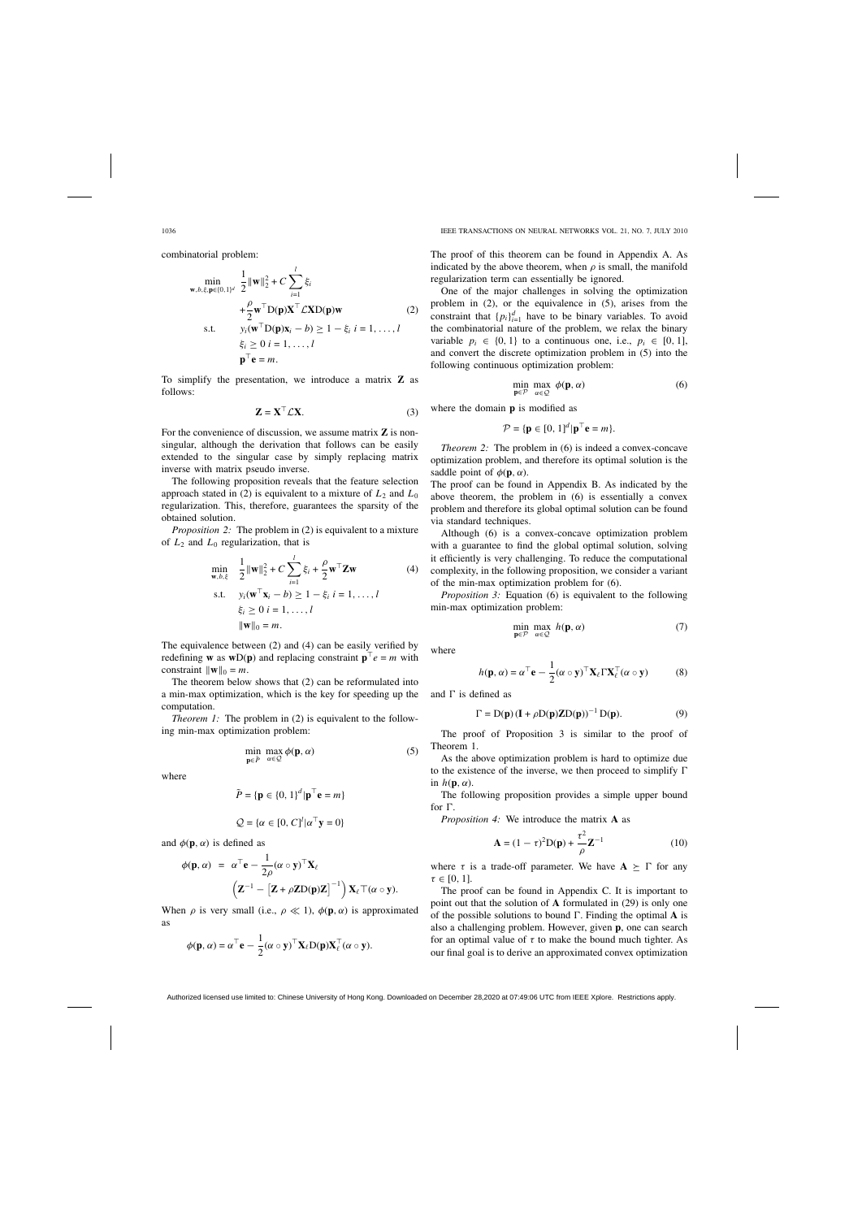combinatorial problem:

$$
\begin{aligned}
\min_{\mathbf{w}, b, \xi, \mathbf{p} \in \{0,1\}^d} \quad & \frac{1}{2}\|\mathbf{w}\|_2^2 + C\sum_{i=1}^{l}\xi_i \\
& + \frac{\rho}{2}\mathbf{w}^\top \mathrm{D}(\mathbf{p})\mathbf{X}^\top \mathcal{L}\mathbf{X}\mathrm{D}(\mathbf{p})\mathbf{w} \qquad (2)\\
\text{s.t.} \quad & y_i(\mathbf{w}^\top \mathrm{D}(\mathbf{p})\mathbf{x}_i - b) \geq 1 - \xi_i \; i = 1, \ldots, l \\
& \xi_i \geq 0 \; i = 1, \ldots, l \\
& \mathbf{p}^\top \mathbf{e} = m.
\end{aligned}
$$

To simplify the presentation, we introduce a matrix $\mathbf{Z}$ as follows:

$$
\mathbf{Z} = \mathbf{X}^\top \mathcal{L}\mathbf{X}. \qquad (3)
$$

For the convenience of discussion, we assume matrix $\mathbf{Z}$ is nonsingular, although the derivation that follows can be easily extended to the singular case by simply replacing matrix inverse with matrix pseudo inverse.

The following proposition reveals that the feature selection approach stated in (2) is equivalent to a mixture of $L_2$ and $L_0$ regularization. This, therefore, guarantees the sparsity of the obtained solution.

*Proposition 2:* The problem in (2) is equivalent to a mixture of $L_2$ and $L_0$ regularization, that is

$$
\begin{aligned}
\min_{\mathbf{w}, b, \xi} \quad & \frac{1}{2}\|\mathbf{w}\|_2^2 + C\sum_{i=1}^{l}\xi_i + \frac{\rho}{2}\mathbf{w}^\top \mathbf{Z}\mathbf{w} \qquad (4)\\
\text{s.t.} \quad & y_i(\mathbf{w}^\top \mathbf{x}_i - b) \geq 1 - \xi_i \; i = 1, \ldots, l \\
& \xi_i \geq 0 \; i = 1, \ldots, l \\
& \|\mathbf{w}\|_0 = m.
\end{aligned}
$$

The equivalence between (2) and (4) can be easily verified by redefining $\mathbf{w}$ as $\mathbf{w}\mathrm{D}(\mathbf{p})$ and replacing constraint $\mathbf{p}^\top e = m$ with constraint $\|\mathbf{w}\|_0 = m$.

The theorem below shows that (2) can be reformulated into a min-max optimization, which is the key for speeding up the computation.

*Theorem 1:* The problem in (2) is equivalent to the following min-max optimization problem:

$$
\min_{\mathbf{p} \in \tilde{P}} \max_{\alpha \in \mathcal{Q}} \phi(\mathbf{p}, \alpha) \qquad (5)
$$

where

$$
\tilde{P} = \{\mathbf{p} \in \{0, 1\}^d | \mathbf{p}^\top \mathbf{e} = m\}
$$

$$
\mathcal{Q} = \{\alpha \in [0, C]^l | \alpha^\top \mathbf{y} = 0\}
$$

and $\phi(\mathbf{p}, \alpha)$ is defined as

$$
\begin{aligned}
\phi(\mathbf{p}, \alpha) \;=\; & \alpha^\top \mathbf{e} - \frac{1}{2\rho}(\alpha \circ \mathbf{y})^\top \mathbf{X}_\ell \\
& \left(\mathbf{Z}^{-1} - \left[\mathbf{Z} + \rho\mathbf{Z}\mathrm{D}(\mathbf{p})\mathbf{Z}\right]^{-1}\right)\mathbf{X}_\ell \top(\alpha \circ \mathbf{y}).
\end{aligned}
$$

When $\rho$ is very small (i.e., $\rho \ll 1$), $\phi(\mathbf{p}, \alpha)$ is approximated as

$$
\phi(\mathbf{p}, \alpha) = \alpha^\top \mathbf{e} - \frac{1}{2}(\alpha \circ \mathbf{y})^\top \mathbf{X}_\ell \mathrm{D}(\mathbf{p})\mathbf{X}_\ell^\top(\alpha \circ \mathbf{y}).
$$

The proof of this theorem can be found in Appendix A. As indicated by the above theorem, when $\rho$ is small, the manifold regularization term can essentially be ignored.

One of the major challenges in solving the optimization problem in (2), or the equivalence in (5), arises from the constraint that $\{p_i\}_{i=1}^d$ have to be binary variables. To avoid the combinatorial nature of the problem, we relax the binary variable $p_i \in \{0, 1\}$ to a continuous one, i.e., $p_i \in [0, 1]$, and convert the discrete optimization problem in (5) into the following continuous optimization problem:

$$
\min_{\mathbf{p} \in \mathcal{P}} \max_{\alpha \in \mathcal{Q}} \phi(\mathbf{p}, \alpha) \qquad (6)
$$

where the domain $\mathbf{p}$ is modified as

$$
\mathcal{P} = \{\mathbf{p} \in [0, 1]^d | \mathbf{p}^\top \mathbf{e} = m\}.
$$

*Theorem 2:* The problem in (6) is indeed a convex-concave optimization problem, and therefore its optimal solution is the saddle point of $\phi(\mathbf{p}, \alpha)$.

The proof can be found in Appendix B. As indicated by the above theorem, the problem in (6) is essentially a convex problem and therefore its global optimal solution can be found via standard techniques.

Although (6) is a convex-concave optimization problem with a guarantee to find the global optimal solution, solving it efficiently is very challenging. To reduce the computational complexity, in the following proposition, we consider a variant of the min-max optimization problem for (6).

*Proposition 3:* Equation (6) is equivalent to the following min-max optimization problem:

$$
\min_{\mathbf{p} \in \mathcal{P}} \max_{\alpha \in \mathcal{Q}} h(\mathbf{p}, \alpha) \qquad (7)
$$

where

$$
h(\mathbf{p}, \alpha) = \alpha^\top \mathbf{e} - \frac{1}{2}(\alpha \circ \mathbf{y})^\top \mathbf{X}_\ell \Gamma \mathbf{X}_\ell^\top (\alpha \circ \mathbf{y}) \qquad (8)
$$

and $\Gamma$ is defined as

$$
\Gamma = \mathrm{D}(\mathbf{p})\left(\mathbf{I} + \rho\mathrm{D}(\mathbf{p})\mathbf{Z}\mathrm{D}(\mathbf{p})\right)^{-1}\mathrm{D}(\mathbf{p}). \qquad (9)
$$

The proof of Proposition 3 is similar to the proof of Theorem 1.

As the above optimization problem is hard to optimize due to the existence of the inverse, we then proceed to simplify $\Gamma$ in $h(\mathbf{p}, \alpha)$.

The following proposition provides a simple upper bound for $\Gamma$.

*Proposition 4:* We introduce the matrix $\mathbf{A}$ as

$$
\mathbf{A} = (1 - \tau)^2\mathrm{D}(\mathbf{p}) + \frac{\tau^2}{\rho}\mathbf{Z}^{-1} \qquad (10)
$$

where $\tau$ is a trade-off parameter. We have $\mathbf{A} \succeq \Gamma$ for any $\tau \in [0, 1]$.

The proof can be found in Appendix C. It is important to point out that the solution of $\mathbf{A}$ formulated in (29) is only one of the possible solutions to bound $\Gamma$. Finding the optimal $\mathbf{A}$ is also a challenging problem. However, given $\mathbf{p}$, one can search for an optimal value of $\tau$ to make the bound much tighter. As our final goal is to derive an approximated convex optimization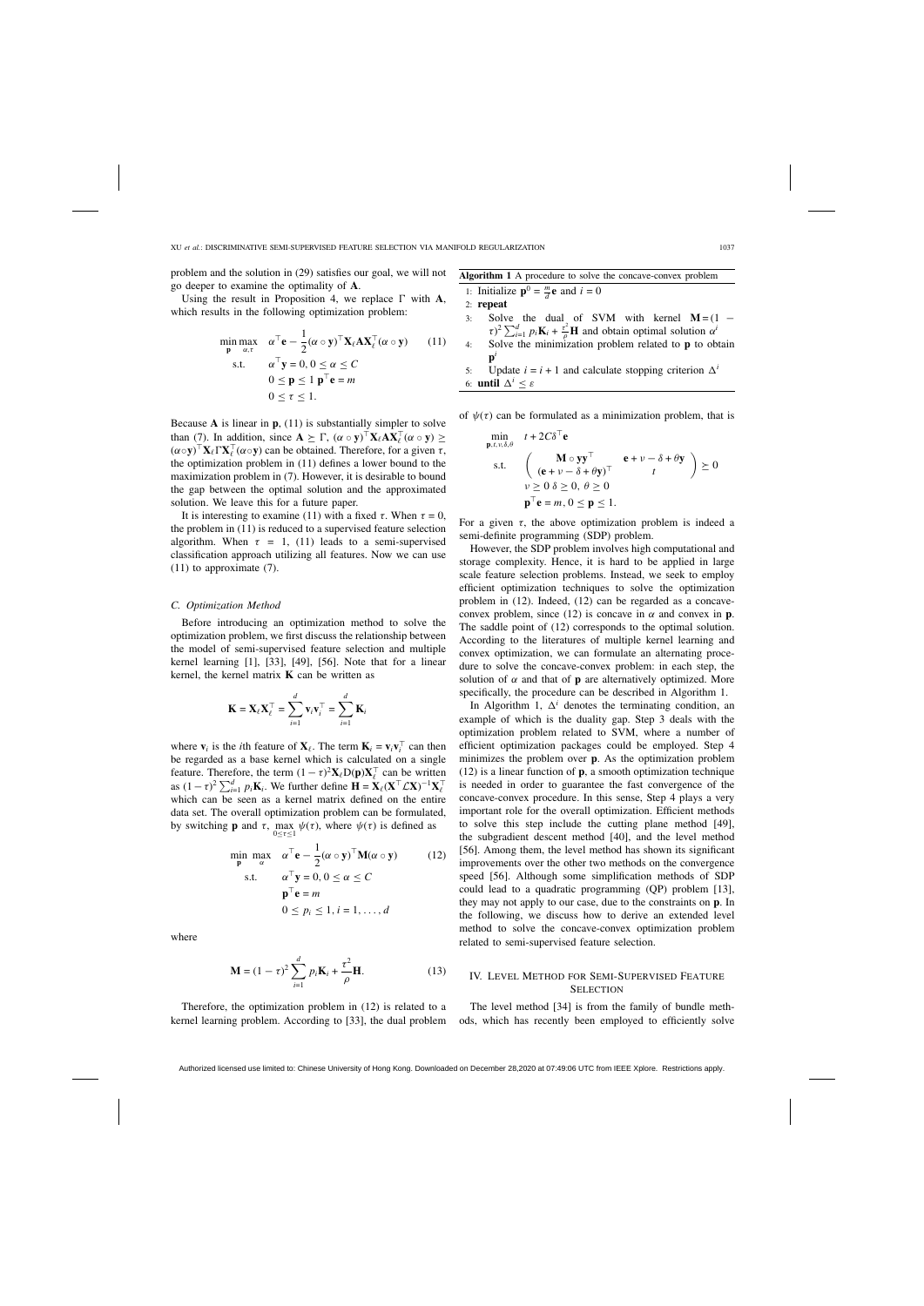problem and the solution in (29) satisfies our goal, we will not go deeper to examine the optimality of $\mathbf{A}$.

Using the result in Proposition 4, we replace $\Gamma$ with $\mathbf{A}$, which results in the following optimization problem:

$$\begin{aligned} \min_{\mathbf{p}} \max_{\alpha,\tau} \quad & \alpha^\top \mathbf{e} - \frac{1}{2}(\alpha \circ \mathbf{y})^\top \mathbf{X}_\ell \mathbf{A} \mathbf{X}_\ell^\top (\alpha \circ \mathbf{y}) \\ \text{s.t.} \quad & \alpha^\top \mathbf{y} = 0, 0 \le \alpha \le C \\ & 0 \le \mathbf{p} \le 1 \ \mathbf{p}^\top \mathbf{e} = m \\ & 0 \le \tau \le 1. \end{aligned} \tag{11}$$

Because $\mathbf{A}$ is linear in $\mathbf{p}$, (11) is substantially simpler to solve than (7). In addition, since $\mathbf{A} \succeq \Gamma$, $(\alpha \circ \mathbf{y})^\top \mathbf{X}_\ell \mathbf{A} \mathbf{X}_\ell^\top (\alpha \circ \mathbf{y}) \ge (\alpha \circ \mathbf{y})^\top \mathbf{X}_\ell \Gamma \mathbf{X}_\ell^\top (\alpha \circ \mathbf{y})$ can be obtained. Therefore, for a given $\tau$, the optimization problem in (11) defines a lower bound to the maximization problem in (7). However, it is desirable to bound the gap between the optimal solution and the approximated solution. We leave this for a future paper.

It is interesting to examine (11) with a fixed $\tau$. When $\tau = 0$, the problem in (11) is reduced to a supervised feature selection algorithm. When $\tau = 1$, (11) leads to a semi-supervised classification approach utilizing all features. Now we can use (11) to approximate (7).

### C. Optimization Method

Before introducing an optimization method to solve the optimization problem, we first discuss the relationship between the model of semi-supervised feature selection and multiple kernel learning [1], [33], [49], [56]. Note that for a linear kernel, the kernel matrix $\mathbf{K}$ can be written as

$$\mathbf{K} = \mathbf{X}_\ell \mathbf{X}_\ell^\top = \sum_{i=1}^{d} \mathbf{v}_i \mathbf{v}_i^\top = \sum_{i=1}^{d} \mathbf{K}_i$$

where $\mathbf{v}_i$ is the $i$th feature of $\mathbf{X}_\ell$. The term $\mathbf{K}_i = \mathbf{v}_i \mathbf{v}_i^\top$ can then be regarded as a base kernel which is calculated on a single feature. Therefore, the term $(1-\tau)^2 \mathbf{X}_\ell \mathrm{D}(\mathbf{p}) \mathbf{X}_\ell^\top$ can be written as $(1-\tau)^2 \sum_{i=1}^{d} p_i \mathbf{K}_i$. We further define $\mathbf{H} = \mathbf{X}_\ell (\mathbf{X}^\top \mathcal{L} \mathbf{X})^{-1} \mathbf{X}_\ell^\top$ which can be seen as a kernel matrix defined on the entire data set. The overall optimization problem can be formulated, by switching $\mathbf{p}$ and $\tau$, $\max_{0 \le \tau \le 1} \psi(\tau)$, where $\psi(\tau)$ is defined as

$$\begin{aligned} \min_{\mathbf{p}} \max_{\alpha} \quad & \alpha^\top \mathbf{e} - \frac{1}{2}(\alpha \circ \mathbf{y})^\top \mathbf{M} (\alpha \circ \mathbf{y}) \\ \text{s.t.} \quad & \alpha^\top \mathbf{y} = 0, 0 \le \alpha \le C \\ & \mathbf{p}^\top \mathbf{e} = m \\ & 0 \le p_i \le 1, i = 1, \ldots, d \end{aligned} \tag{12}$$

where

$$\mathbf{M} = (1-\tau)^2 \sum_{i=1}^{d} p_i \mathbf{K}_i + \frac{\tau^2}{\rho} \mathbf{H}. \tag{13}$$

Therefore, the optimization problem in (12) is related to a kernel learning problem. According to [33], the dual problem of $\psi(\tau)$ can be formulated as a minimization problem, that is

$$\begin{aligned} \min_{\mathbf{p}, t, \nu, \delta, \theta} \quad & t + 2C\delta^\top \mathbf{e} \\ \text{s.t.} \quad & \begin{pmatrix} \mathbf{M} \circ \mathbf{y}\mathbf{y}^\top & \mathbf{e} + \nu - \delta + \theta \mathbf{y} \\ (\mathbf{e} + \nu - \delta + \theta \mathbf{y})^\top & t \end{pmatrix} \succeq 0 \\ & \nu \ge 0 \ \delta \ge 0, \ \theta \ge 0 \\ & \mathbf{p}^\top \mathbf{e} = m, 0 \le \mathbf{p} \le 1. \end{aligned}$$

For a given $\tau$, the above optimization problem is indeed a semi-definite programming (SDP) problem.

However, the SDP problem involves high computational and storage complexity. Hence, it is hard to be applied in large scale feature selection problems. Instead, we seek to employ efficient optimization techniques to solve the optimization problem in (12). Indeed, (12) can be regarded as a concave-convex problem, since (12) is concave in $\alpha$ and convex in $\mathbf{p}$. The saddle point of (12) corresponds to the optimal solution. According to the literatures of multiple kernel learning and convex optimization, we can formulate an alternating procedure to solve the concave-convex problem: in each step, the solution of $\alpha$ and that of $\mathbf{p}$ are alternatively optimized. More specifically, the procedure can be described in Algorithm 1.

**Algorithm 1** A procedure to solve the concave-convex problem

```
1: Initialize p^0 = (m/d) e and i = 0
2: repeat
3:   Solve the dual of SVM with kernel M = (1 − τ)^2 Σ_{i=1}^d p_i K_i + (τ^2/ρ) H and obtain optimal solution α^i
4:   Solve the minimization problem related to p to obtain p^i
5:   Update i = i + 1 and calculate stopping criterion Δ^i
6: until Δ^i ≤ ε
```

In Algorithm 1, $\Delta^i$ denotes the terminating condition, an example of which is the duality gap. Step 3 deals with the optimization problem related to SVM, where a number of efficient optimization packages could be employed. Step 4 minimizes the problem over $\mathbf{p}$. As the optimization problem (12) is a linear function of $\mathbf{p}$, a smooth optimization technique is needed in order to guarantee the fast convergence of the concave-convex procedure. In this sense, Step 4 plays a very important role for the overall optimization. Efficient methods to solve this step include the cutting plane method [49], the subgradient descent method [40], and the level method [56]. Among them, the level method has shown its significant improvements over the other two methods on the convergence speed [56]. Although some simplification methods of SDP could lead to a quadratic programming (QP) problem [13], they may not apply to our case, due to the constraints on $\mathbf{p}$. In the following, we discuss how to derive an extended level method to solve the concave-convex optimization problem related to semi-supervised feature selection.

## IV. Level Method for Semi-Supervised Feature Selection

The level method [34] is from the family of bundle methods, which has recently been employed to efficiently solve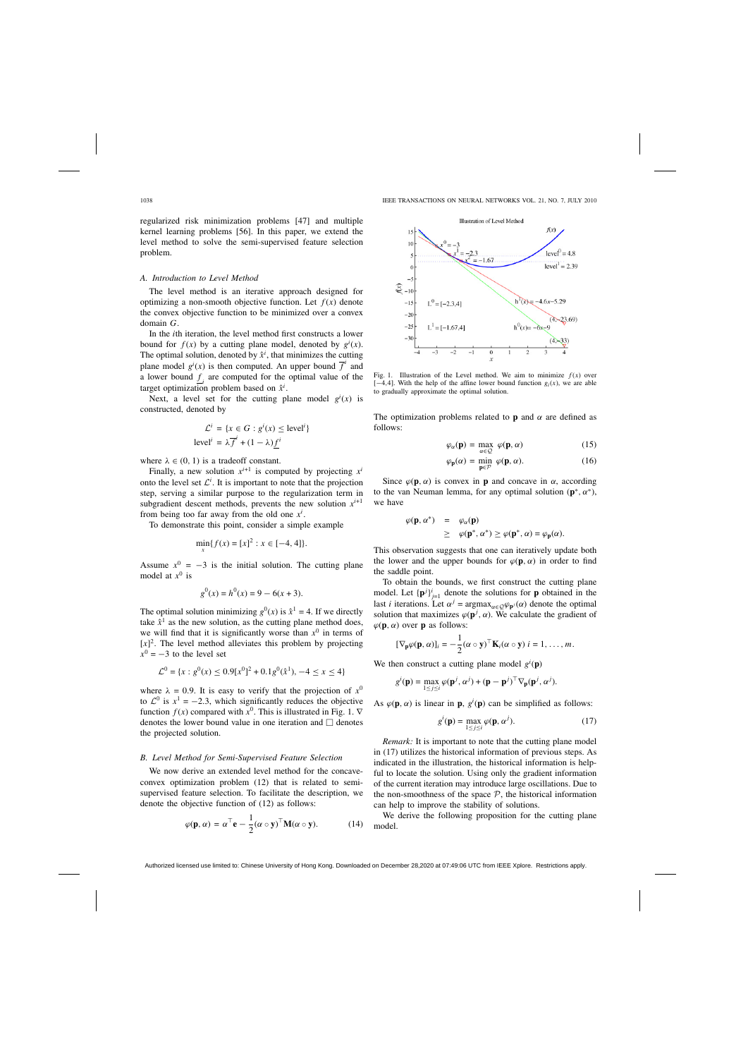regularized risk minimization problems [47] and multiple kernel learning problems [56]. In this paper, we extend the level method to solve the semi-supervised feature selection problem.

### A. Introduction to Level Method

The level method is an iterative approach designed for optimizing a non-smooth objective function. Let $f(x)$ denote the convex objective function to be minimized over a convex domain $G$.

In the $i$th iteration, the level method first constructs a lower bound for $f(x)$ by a cutting plane model, denoted by $g^i(x)$. The optimal solution, denoted by $\hat{x}^i$, that minimizes the cutting plane model $g^i(x)$ is then computed. An upper bound $\overline{f}^i$ and a lower bound $\underline{f}_i$ are computed for the optimal value of the target optimization problem based on $\hat{x}^i$.

Next, a level set for the cutting plane model $g^i(x)$ is constructed, denoted by

$$\mathcal{L}^i = \{x \in G : g^i(x) \leq \text{level}^i\}$$
$$\text{level}^i = \lambda \overline{f}^i + (1 - \lambda) \underline{f}^i$$

where $\lambda \in (0, 1)$ is a tradeoff constant.

Finally, a new solution $x^{i+1}$ is computed by projecting $x^i$ onto the level set $\mathcal{L}^i$. It is important to note that the projection step, serving a similar purpose to the regularization term in subgradient descent methods, prevents the new solution $x^{i+1}$ from being too far away from the old one $x^i$.

To demonstrate this point, consider a simple example

$$\min_x \{f(x) = [x]^2 : x \in [-4, 4]\}.$$

Assume $x^0 = -3$ is the initial solution. The cutting plane model at $x^0$ is

$$g^0(x) = h^0(x) = 9 - 6(x + 3).$$

The optimal solution minimizing $g^0(x)$ is $\hat{x}^1 = 4$. If we directly take $\hat{x}^1$ as the new solution, as the cutting plane method does, we will find that it is significantly worse than $x^0$ in terms of $[x]^2$. The level method alleviates this problem by projecting $x^0 = -3$ to the level set

$$\mathcal{L}^0 = \{x : g^0(x) \leq 0.9[x^0]^2 + 0.1g^0(\hat{x}^1), -4 \leq x \leq 4\}$$

where $\lambda = 0.9$. It is easy to verify that the projection of $x^0$ to $\mathcal{L}^0$ is $x^1 = -2.3$, which significantly reduces the objective function $f(x)$ compared with $x^0$. This is illustrated in Fig. 1. $\nabla$ denotes the lower bound value in one iteration and $\square$ denotes the projected solution.

Fig. 1. Illustration of the Level method. We aim to minimize $f(x)$ over $[-4,4]$. With the help of the affine lower bound function $g_i(x)$, we are able to gradually approximate the optimal solution.

### B. Level Method for Semi-Supervised Feature Selection

We now derive an extended level method for the concave-convex optimization problem (12) that is related to semi-supervised feature selection. To facilitate the description, we denote the objective function of (12) as follows:

$$\varphi(\mathbf{p}, \alpha) = \alpha^\top \mathbf{e} - \frac{1}{2}(\alpha \circ \mathbf{y})^\top \mathbf{M}(\alpha \circ \mathbf{y}). \tag{14}$$

The optimization problems related to $\mathbf{p}$ and $\alpha$ are defined as follows:

$$\varphi_\alpha(\mathbf{p}) = \max_{\alpha \in \mathcal{Q}} \varphi(\mathbf{p}, \alpha) \tag{15}$$

$$\varphi_\mathbf{p}(\alpha) = \min_{\mathbf{p} \in \mathcal{P}} \varphi(\mathbf{p}, \alpha). \tag{16}$$

Since $\varphi(\mathbf{p}, \alpha)$ is convex in $\mathbf{p}$ and concave in $\alpha$, according to the van Neuman lemma, for any optimal solution $(\mathbf{p}^*, \alpha^*)$, we have

$$\begin{aligned}\varphi(\mathbf{p}, \alpha^*) &= \varphi_\alpha(\mathbf{p}) \\ &\geq \varphi(\mathbf{p}^*, \alpha^*) \geq \varphi(\mathbf{p}^*, \alpha) = \varphi_\mathbf{p}(\alpha).\end{aligned}$$

This observation suggests that one can iteratively update both the lower and the upper bounds for $\varphi(\mathbf{p}, \alpha)$ in order to find the saddle point.

To obtain the bounds, we first construct the cutting plane model. Let $\{\mathbf{p}^j\}_{j=1}^i$ denote the solutions for $\mathbf{p}$ obtained in the last $i$ iterations. Let $\alpha^j = \text{argmax}_{\alpha \in \mathcal{Q}} \varphi_{\mathbf{p}^j}(\alpha)$ denote the optimal solution that maximizes $\varphi(\mathbf{p}^j, \alpha)$. We calculate the gradient of $\varphi(\mathbf{p}, \alpha)$ over $\mathbf{p}$ as follows:

$$[\nabla_\mathbf{p} \varphi(\mathbf{p}, \alpha)]_i = -\frac{1}{2}(\alpha \circ \mathbf{y})^\top \mathbf{K}_i(\alpha \circ \mathbf{y}) \; i = 1, \ldots, m.$$

We then construct a cutting plane model $g^i(\mathbf{p})$

$$g^i(\mathbf{p}) = \max_{1 \leq j \leq i} \varphi(\mathbf{p}^j, \alpha^j) + (\mathbf{p} - \mathbf{p}^j)^\top \nabla_\mathbf{p} \varphi(\mathbf{p}^j, \alpha^j).$$

As $\varphi(\mathbf{p}, \alpha)$ is linear in $\mathbf{p}$, $g^i(\mathbf{p})$ can be simplified as follows:

$$g^i(\mathbf{p}) = \max_{1 \leq j \leq i} \varphi(\mathbf{p}, \alpha^j). \tag{17}$$

*Remark:* It is important to note that the cutting plane model in (17) utilizes the historical information of previous steps. As indicated in the illustration, the historical information is helpful to locate the solution. Using only the gradient information of the current iteration may introduce large oscillations. Due to the non-smoothness of the space $\mathcal{P}$, the historical information can help to improve the stability of solutions.

We derive the following proposition for the cutting plane model.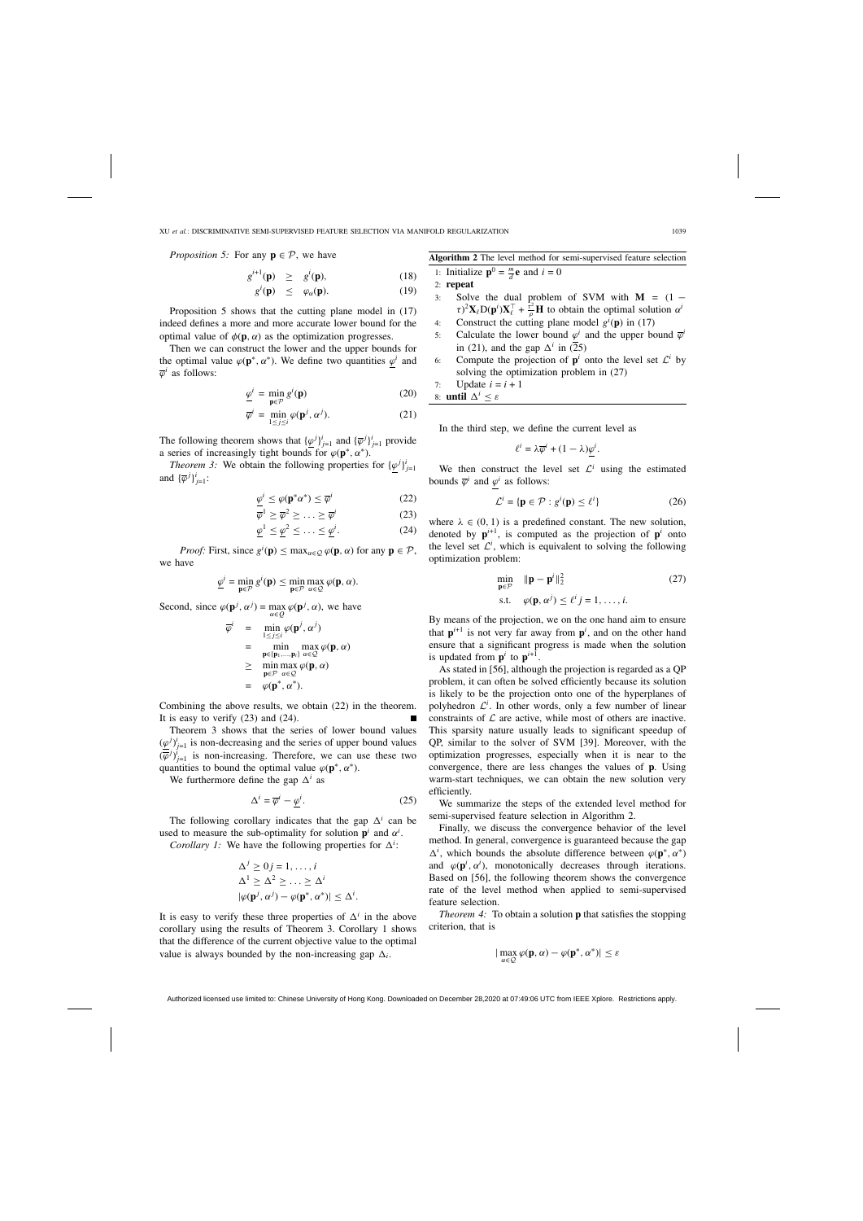*Proposition 5:* For any $\mathbf{p} \in \mathcal{P}$, we have

$$g^{i+1}(\mathbf{p}) \geq g^i(\mathbf{p}), \tag{18}$$

$$g^i(\mathbf{p}) \leq \varphi_\alpha(\mathbf{p}). \tag{19}$$

Proposition 5 shows that the cutting plane model in (17) indeed defines a more and more accurate lower bound for the optimal value of $\phi(\mathbf{p}, \alpha)$ as the optimization progresses.

Then we can construct the lower and the upper bounds for the optimal value $\varphi(\mathbf{p}^*, \alpha^*)$. We define two quantities $\underline{\varphi}^i$ and $\overline{\varphi}^i$ as follows:

$$\underline{\varphi}^i = \min_{\mathbf{p} \in \mathcal{P}} g^i(\mathbf{p}) \tag{20}$$

$$\overline{\varphi}^i = \min_{1 \leq j \leq i} \varphi(\mathbf{p}^j, \alpha^j). \tag{21}$$

The following theorem shows that $\{\underline{\varphi}^j\}_{j=1}^i$ and $\{\overline{\varphi}^j\}_{j=1}^i$ provide a series of increasingly tight bounds for $\varphi(\mathbf{p}^*, \alpha^*)$.

*Theorem 3:* We obtain the following properties for $\{\underline{\varphi}^j\}_{j=1}^i$ and $\{\overline{\varphi}^j\}_{j=1}^i$:

$$\underline{\varphi}^i \leq \varphi(\mathbf{p}^* \alpha^*) \leq \overline{\varphi}^i \tag{22}$$

$$\overline{\varphi}^1 \geq \overline{\varphi}^2 \geq \ldots \geq \overline{\varphi}^i \tag{23}$$

$$\underline{\varphi}^1 \leq \underline{\varphi}^2 \leq \ldots \leq \underline{\varphi}^i. \tag{24}$$

*Proof:* First, since $g^i(\mathbf{p}) \leq \max_{\alpha \in \mathcal{Q}} \varphi(\mathbf{p}, \alpha)$ for any $\mathbf{p} \in \mathcal{P}$, we have

$$\underline{\varphi}^i = \min_{\mathbf{p} \in \mathcal{P}} g^i(\mathbf{p}) \leq \min_{\mathbf{p} \in \mathcal{P}} \max_{\alpha \in \mathcal{Q}} \varphi(\mathbf{p}, \alpha).$$

Second, since $\varphi(\mathbf{p}^j, \alpha^j) = \max_{\alpha \in Q} \varphi(\mathbf{p}^j, \alpha)$, we have

$$\begin{aligned}
\overline{\varphi}^i &= \min_{1 \leq j \leq i} \varphi(\mathbf{p}^j, \alpha^j) \\
&= \min_{\mathbf{p} \in \{\mathbf{p}_1, \ldots, \mathbf{p}_i\}} \max_{\alpha \in \mathcal{Q}} \varphi(\mathbf{p}, \alpha) \\
&\geq \min_{\mathbf{p} \in \mathcal{P}} \max_{\alpha \in \mathcal{Q}} \varphi(\mathbf{p}, \alpha) \\
&= \varphi(\mathbf{p}^*, \alpha^*).
\end{aligned}$$

Combining the above results, we obtain (22) in the theorem. It is easy to verify (23) and (24). ■

Theorem 3 shows that the series of lower bound values $(\underline{\varphi}^j)_{j=1}^i$ is non-decreasing and the series of upper bound values $(\overline{\varphi}^j)_{j=1}^i$ is non-increasing. Therefore, we can use these two quantities to bound the optimal value $\varphi(\mathbf{p}^*, \alpha^*)$.

We furthermore define the gap $\Delta^i$ as

$$\Delta^i = \overline{\varphi}^i - \underline{\varphi}^i. \tag{25}$$

The following corollary indicates that the gap $\Delta^i$ can be used to measure the sub-optimality for solution $\mathbf{p}^i$ and $\alpha^i$.

*Corollary 1:* We have the following properties for $\Delta^i$:

$$\begin{aligned}
&\Delta^j \geq 0 \, j = 1, \ldots, i \\
&\Delta^1 \geq \Delta^2 \geq \ldots \geq \Delta^i \\
&|\varphi(\mathbf{p}^j, \alpha^j) - \varphi(\mathbf{p}^*, \alpha^*)| \leq \Delta^i.
\end{aligned}$$

It is easy to verify these three properties of $\Delta^i$ in the above corollary using the results of Theorem 3. Corollary 1 shows that the difference of the current objective value to the optimal value is always bounded by the non-increasing gap $\Delta_i$.

**Algorithm 2** The level method for semi-supervised feature selection

1: Initialize $\mathbf{p}^0 = \frac{m}{d}\mathbf{e}$ and $i = 0$
2: **repeat**
3: Solve the dual problem of SVM with $\mathbf{M} = (1 - \tau)^2 \mathbf{X}_l \mathrm{D}(\mathbf{p}^i) \mathbf{X}_l^\top + \frac{\tau^2}{\rho}\mathbf{H}$ to obtain the optimal solution $\alpha^i$
4: Construct the cutting plane model $g^i(\mathbf{p})$ in (17)
5: Calculate the lower bound $\underline{\varphi}^i$ and the upper bound $\overline{\varphi}^i$ in (21), and the gap $\Delta^i$ in (25)
6: Compute the projection of $\mathbf{p}^i$ onto the level set $\mathcal{L}^i$ by solving the optimization problem in (27)
7: Update $i = i + 1$
8: **until** $\Delta^i \leq \varepsilon$

In the third step, we define the current level as

$$\ell^i = \lambda \overline{\varphi}^i + (1 - \lambda)\underline{\varphi}^i.$$

We then construct the level set $\mathcal{L}^i$ using the estimated bounds $\overline{\varphi}^i$ and $\underline{\varphi}^i$ as follows:

$$\mathcal{L}^i = \{\mathbf{p} \in \mathcal{P} : g^i(\mathbf{p}) \leq \ell^i\} \tag{26}$$

where $\lambda \in (0, 1)$ is a predefined constant. The new solution, denoted by $\mathbf{p}^{i+1}$, is computed as the projection of $\mathbf{p}^i$ onto the level set $\mathcal{L}^i$, which is equivalent to solving the following optimization problem:

$$\begin{aligned}
\min_{\mathbf{p} \in \mathcal{P}} \quad & \|\mathbf{p} - \mathbf{p}^i\|_2^2 \\
\text{s.t.} \quad & \varphi(\mathbf{p}, \alpha^j) \leq \ell^i \, j = 1, \ldots, i.
\end{aligned} \tag{27}$$

By means of the projection, we on the one hand aim to ensure that $\mathbf{p}^{i+1}$ is not very far away from $\mathbf{p}^i$, and on the other hand ensure that a significant progress is made when the solution is updated from $\mathbf{p}^i$ to $\mathbf{p}^{i+1}$.

As stated in [56], although the projection is regarded as a QP problem, it can often be solved efficiently because its solution is likely to be the projection onto one of the hyperplanes of polyhedron $\mathcal{L}^i$. In other words, only a few number of linear constraints of $\mathcal{L}$ are active, while most of others are inactive. This sparsity nature usually leads to significant speedup of QP, similar to the solver of SVM [39]. Moreover, with the optimization progresses, especially when it is near to the convergence, there are less changes the values of $\mathbf{p}$. Using warm-start techniques, we can obtain the new solution very efficiently.

We summarize the steps of the extended level method for semi-supervised feature selection in Algorithm 2.

Finally, we discuss the convergence behavior of the level method. In general, convergence is guaranteed because the gap $\Delta^i$, which bounds the absolute difference between $\varphi(\mathbf{p}^*, \alpha^*)$ and $\varphi(\mathbf{p}^i, \alpha^i)$, monotonically decreases through iterations. Based on [56], the following theorem shows the convergence rate of the level method when applied to semi-supervised feature selection.

*Theorem 4:* To obtain a solution $\mathbf{p}$ that satisfies the stopping criterion, that is

$$|\max_{\alpha \in \mathcal{Q}} \varphi(\mathbf{p}, \alpha) - \varphi(\mathbf{p}^*, \alpha^*)| \leq \varepsilon$$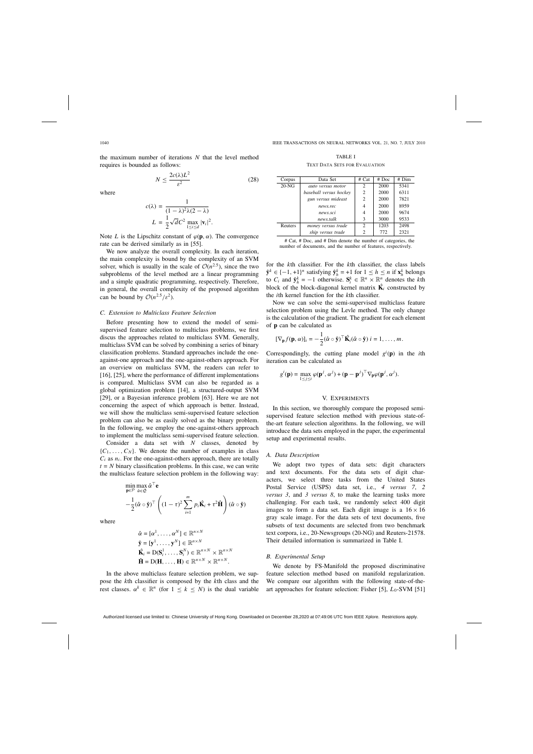the maximum number of iterations $N$ that the level method requires is bounded as follows:

$$N \leq \frac{2c(\lambda)L^2}{\varepsilon^2} \tag{28}$$

where

$$c(\lambda) = \frac{1}{(1-\lambda)^2\lambda(2-\lambda)}$$
$$L = \frac{1}{2}\sqrt{d}C^2 \max_{1 \leq i \leq d} |\mathbf{v}_i|^2.$$

Note $L$ is the Lipschitz constant of $\varphi(\mathbf{p}, \alpha)$. The convergence rate can be derived similarly as in [55].

We now analyze the overall complexity. In each iteration, the main complexity is bound by the complexity of an SVM solver, which is usually in the scale of $\mathcal{O}(n^{2.5})$, since the two subproblems of the level method are a linear programming and a simple quadratic programming, respectively. Therefore, in general, the overall complexity of the proposed algorithm can be bound by $\mathcal{O}(n^{2.5}/\varepsilon^2)$.

### C. Extension to Multiclass Feature Selection

Before presenting how to extend the model of semi-supervised feature selection to multiclass problems, we first discus the approaches related to multiclass SVM. Generally, multiclass SVM can be solved by combining a series of binary classification problems. Standard approaches include the one-against-one approach and the one-against-others approach. For an overview on multiclass SVM, the readers can refer to [16], [25], where the performance of different implementations is compared. Multiclass SVM can also be regarded as a global optimization problem [14], a structured-output SVM [29], or a Bayesian inference problem [63]. Here we are not concerning the aspect of which approach is better. Instead, we will show the multiclass semi-supervised feature selection problem can also be as easily solved as the binary problem. In the following, we employ the one-against-others approach to implement the multiclass semi-supervised feature selection.

Consider a data set with $N$ classes, denoted by $\{C_1, \ldots, C_N\}$. We denote the number of examples in class $C_i$ as $n_i$. For the one-against-others approach, there are totally $t = N$ binary classification problems. In this case, we can write the multiclass feature selection problem in the following way:

$$\min_{\mathbf{p} \in \mathcal{P}} \max_{\hat{\alpha} \in \mathcal{Q}} \hat{\alpha}^\top \mathbf{e}$$
$$-\frac{1}{2}(\hat{\alpha} \circ \hat{\mathbf{y}})^\top \left( (1-\tau)^2 \sum_{i=1}^{m} p_i \hat{\mathbf{K}}_i + \tau^2 \hat{\mathbf{H}} \right) (\hat{\alpha} \circ \hat{\mathbf{y}})$$

where

$$\hat{\alpha} = [\alpha^1, \ldots, \alpha^N] \in \mathbb{R}^{n \times N}$$
$$\hat{\mathbf{y}} = [\mathbf{y}^1, \ldots, \mathbf{y}^N] \in \mathbb{R}^{n \times N}$$
$$\hat{\mathbf{K}}_i = \mathrm{D}(\mathbf{S}_i^1, \ldots, \mathbf{S}_i^N) \in \mathbb{R}^{n \times N} \times \mathbb{R}^{n \times N}$$
$$\hat{\mathbf{H}} = \mathrm{D}(\mathbf{H}, \ldots, \mathbf{H}) \in \mathbb{R}^{n \times N} \times \mathbb{R}^{n \times N}.$$

In the above multiclass feature selection problem, we suppose the $k$th classifier is composed by the $k$th class and the rest classes. $\alpha^k \in \mathbb{R}^n$ (for $1 \leq k \leq N$) is the dual variable for the $k$th classifier. For the $k$th classifier, the class labels $\hat{\mathbf{y}}^k \in \{-1, +1\}^n$ satisfying $\hat{\mathbf{y}}_h^k = +1$ for $1 \leq h \leq n$ if $\mathbf{x}_h^k$ belongs to $C_i$ and $\hat{\mathbf{y}}_h^k = -1$ otherwise. $\mathbf{S}_i^k \in \mathbb{R}^n \times \mathbb{R}^n$ denotes the $k$th block of the block-diagonal kernel matrix $\hat{\mathbf{K}}_i$ constructed by the $i$th kernel function for the $k$th classifier.

Now we can solve the semi-supervised multiclass feature selection problem using the Levle method. The only change is the calculation of the gradient. The gradient for each element of $\mathbf{p}$ can be calculated as

$$[\nabla_{\mathbf{p}} f(\mathbf{p}, \alpha)]_i = -\frac{1}{2}(\hat{\alpha} \circ \hat{\mathbf{y}})^\top \hat{\mathbf{K}}_i (\hat{\alpha} \circ \hat{\mathbf{y}}) \; i = 1, \ldots, m.$$

Correspondingly, the cutting plane model $g^i(\mathbf{p})$ in the $i$th iteration can be calculated as

$$g^i(\mathbf{p}) = \max_{1 \leq j \leq i} \varphi(\mathbf{p}^j, \alpha^j) + (\mathbf{p} - \mathbf{p}^j)^\top \nabla_{\mathbf{p}} \varphi(\mathbf{p}^j, \alpha^j).$$

## V. Experiments

In this section, we thoroughly compare the proposed semi-supervised feature selection method with previous state-of-the-art feature selection algorithms. In the following, we will introduce the data sets employed in the paper, the experimental setup and experimental results.

### A. Data Description

We adopt two types of data sets: digit characters and text documents. For the data sets of digit characters, we select three tasks from the United States Postal Service (USPS) data set, i.e., *4 versus 7*, *2 versus 3*, and *3 versus 8*, to make the learning tasks more challenging. For each task, we randomly select 400 digit images to form a data set. Each digit image is a $16 \times 16$ gray scale image. For the data sets of text documents, five subsets of text documents are selected from two benchmark text corpora, i.e., 20-Newsgroups (20-NG) and Reuters-21578. Their detailed information is summarized in Table I.

TABLE I
Text Data Sets for Evaluation

| Corpus | Data Set | # Cat | # Doc | # Dim |
|---|---|---|---|---|
| 20-NG | *auto versus motor* | 2 | 2000 | 5341 |
| | *baseball versus hockey* | 2 | 2000 | 6311 |
| | *gun versus mideast* | 2 | 2000 | 7821 |
| | *news.rec* | 4 | 2000 | 8959 |
| | *news.sci* | 4 | 2000 | 9674 |
| | *news.talk* | 3 | 3000 | 9533 |
| Reuters | *money versus trade* | 2 | 1203 | 2498 |
| | *ship versus trade* | 2 | 772 | 2321 |

# Cat, # Doc, and # Dim denote the number of categories, the number of documents, and the number of features, respectively.

### B. Experimental Setup

We denote by FS-Manifold the proposed discriminative feature selection method based on manifold regularization. We compare our algorithm with the following state-of-the-art approaches for feature selection: Fisher [5], $L_0$-SVM [51]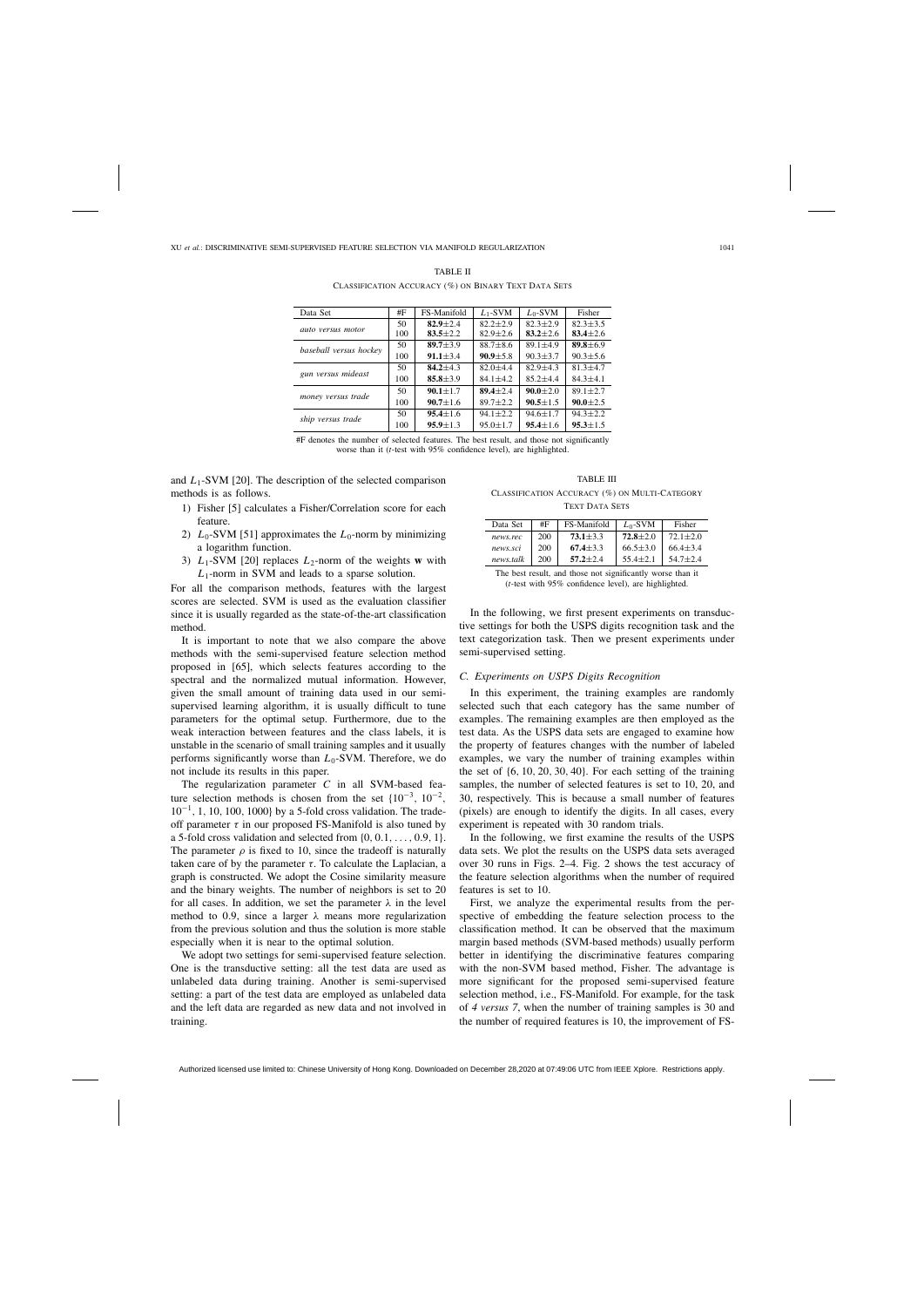TABLE II

CLASSIFICATION ACCURACY (%) ON BINARY TEXT DATA SETS

| Data Set | #F | FS-Manifold | $L_1$-SVM | $L_0$-SVM | Fisher |
|---|---|---|---|---|---|
| *auto versus motor* | 50 | **82.9**±2.4 | 82.2±2.9 | 82.3±2.9 | 82.3±3.5 |
| | 100 | **83.5**±2.2 | 82.9±2.6 | **83.2**±2.6 | **83.4**±2.6 |
| *baseball versus hockey* | 50 | **89.7**±3.9 | 88.7±8.6 | 89.1±4.9 | **89.8**±6.9 |
| | 100 | **91.1**±3.4 | **90.9**±5.8 | 90.3±3.7 | 90.3±5.6 |
| *gun versus mideast* | 50 | **84.2**±4.3 | 82.0±4.4 | 82.9±4.3 | 81.3±4.7 |
| | 100 | **85.8**±3.9 | 84.1±4.2 | 85.2±4.4 | 84.3±4.1 |
| *money versus trade* | 50 | **90.1**±1.7 | **89.4**±2.4 | **90.0**±2.0 | 89.1±2.7 |
| | 100 | **90.7**±1.6 | 89.7±2.2 | **90.5**±1.5 | **90.0**±2.5 |
| *ship versus trade* | 50 | **95.4**±1.6 | 94.1±2.2 | 94.6±1.7 | 94.3±2.2 |
| | 100 | **95.9**±1.3 | 95.0±1.7 | **95.4**±1.6 | **95.3**±1.5 |

#F denotes the number of selected features. The best result, and those not significantly worse than it (*t*-test with 95% confidence level), are highlighted.

and $L_1$-SVM [20]. The description of the selected comparison methods is as follows.

1) Fisher [5] calculates a Fisher/Correlation score for each feature.
2) $L_0$-SVM [51] approximates the $L_0$-norm by minimizing a logarithm function.
3) $L_1$-SVM [20] replaces $L_2$-norm of the weights **w** with $L_1$-norm in SVM and leads to a sparse solution.

For all the comparison methods, features with the largest scores are selected. SVM is used as the evaluation classifier since it is usually regarded as the state-of-the-art classification method.

It is important to note that we also compare the above methods with the semi-supervised feature selection method proposed in [65], which selects features according to the spectral and the normalized mutual information. However, given the small amount of training data used in our semi-supervised learning algorithm, it is usually difficult to tune parameters for the optimal setup. Furthermore, due to the weak interaction between features and the class labels, it is unstable in the scenario of small training samples and it usually performs significantly worse than $L_0$-SVM. Therefore, we do not include its results in this paper.

The regularization parameter $C$ in all SVM-based feature selection methods is chosen from the set $\{10^{-3}, 10^{-2}, 10^{-1}, 1, 10, 100, 1000\}$ by a 5-fold cross validation. The tradeoff parameter $\tau$ in our proposed FS-Manifold is also tuned by a 5-fold cross validation and selected from $\{0, 0.1, \ldots, 0.9, 1\}$. The parameter $\rho$ is fixed to 10, since the tradeoff is naturally taken care of by the parameter $\tau$. To calculate the Laplacian, a graph is constructed. We adopt the Cosine similarity measure and the binary weights. The number of neighbors is set to 20 for all cases. In addition, we set the parameter $\lambda$ in the level method to 0.9, since a larger $\lambda$ means more regularization from the previous solution and thus the solution is more stable especially when it is near to the optimal solution.

We adopt two settings for semi-supervised feature selection. One is the transductive setting: all the test data are used as unlabeled data during training. Another is semi-supervised setting: a part of the test data are employed as unlabeled data and the left data are regarded as new data and not involved in training.

TABLE III

CLASSIFICATION ACCURACY (%) ON MULTI-CATEGORY TEXT DATA SETS

| Data Set | #F | FS-Manifold | $L_0$-SVM | Fisher |
|---|---|---|---|---|
| *news.rec* | 200 | **73.1**±3.3 | **72.8**±2.0 | 72.1±2.0 |
| *news.sci* | 200 | **67.4**±3.3 | 66.5±3.0 | 66.4±3.4 |
| *news.talk* | 200 | **57.2**±2.4 | 55.4±2.1 | 54.7±2.4 |

The best result, and those not significantly worse than it (*t*-test with 95% confidence level), are highlighted.

In the following, we first present experiments on transductive settings for both the USPS digits recognition task and the text categorization task. Then we present experiments under semi-supervised setting.

### C. Experiments on USPS Digits Recognition

In this experiment, the training examples are randomly selected such that each category has the same number of examples. The remaining examples are then employed as the test data. As the USPS data sets are engaged to examine how the property of features changes with the number of labeled examples, we vary the number of training examples within the set of $\{6, 10, 20, 30, 40\}$. For each setting of the training samples, the number of selected features is set to 10, 20, and 30, respectively. This is because a small number of features (pixels) are enough to identify the digits. In all cases, every experiment is repeated with 30 random trials.

In the following, we first examine the results of the USPS data sets. We plot the results on the USPS data sets averaged over 30 runs in Figs. 2–4. Fig. 2 shows the test accuracy of the feature selection algorithms when the number of required features is set to 10.

First, we analyze the experimental results from the perspective of embedding the feature selection process to the classification method. It can be observed that the maximum margin based methods (SVM-based methods) usually perform better in identifying the discriminative features comparing with the non-SVM based method, Fisher. The advantage is more significant for the proposed semi-supervised feature selection method, i.e., FS-Manifold. For example, for the task of *4 versus 7*, when the number of training samples is 30 and the number of required features is 10, the improvement of FS-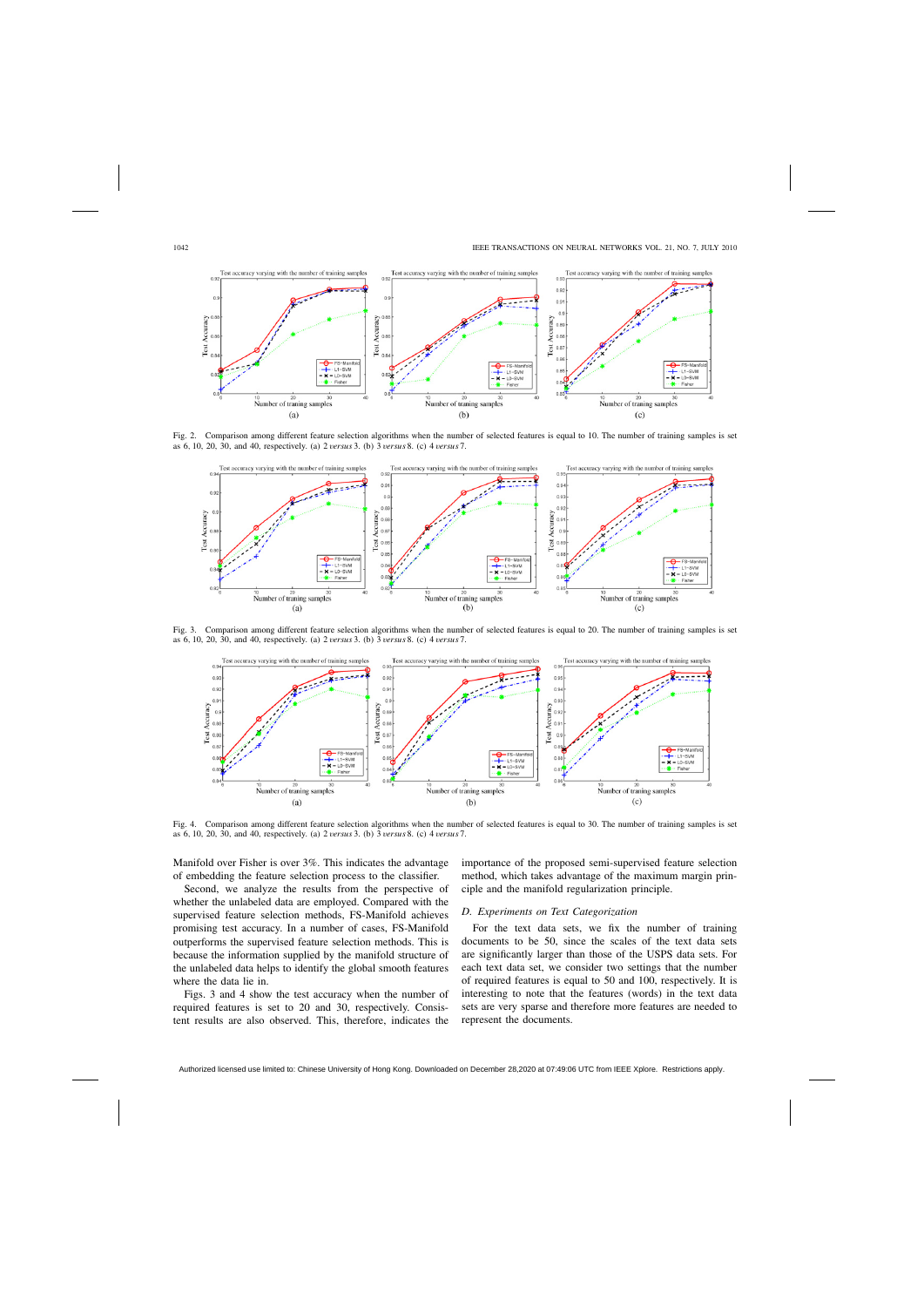Fig. 2. Comparison among different feature selection algorithms when the number of selected features is equal to 10. The number of training samples is set as 6, 10, 20, 30, and 40, respectively. (a) 2 *versus* 3. (b) 3 *versus* 8. (c) 4 *versus* 7.

Fig. 3. Comparison among different feature selection algorithms when the number of selected features is equal to 20. The number of training samples is set as 6, 10, 20, 30, and 40, respectively. (a) 2 *versus* 3. (b) 3 *versus* 8. (c) 4 *versus* 7.

Fig. 4. Comparison among different feature selection algorithms when the number of selected features is equal to 30. The number of training samples is set as 6, 10, 20, 30, and 40, respectively. (a) 2 *versus* 3. (b) 3 *versus* 8. (c) 4 *versus* 7.

Manifold over Fisher is over 3%. This indicates the advantage of embedding the feature selection process to the classifier.

Second, we analyze the results from the perspective of whether the unlabeled data are employed. Compared with the supervised feature selection methods, FS-Manifold achieves promising test accuracy. In a number of cases, FS-Manifold outperforms the supervised feature selection methods. This is because the information supplied by the manifold structure of the unlabeled data helps to identify the global smooth features where the data lie in.

Figs. 3 and 4 show the test accuracy when the number of required features is set to 20 and 30, respectively. Consistent results are also observed. This, therefore, indicates the importance of the proposed semi-supervised feature selection method, which takes advantage of the maximum margin principle and the manifold regularization principle.

### D. Experiments on Text Categorization

For the text data sets, we fix the number of training documents to be 50, since the scales of the text data sets are significantly larger than those of the USPS data sets. For each text data set, we consider two settings that the number of required features is equal to 50 and 100, respectively. It is interesting to note that the features (words) in the text data sets are very sparse and therefore more features are needed to represent the documents.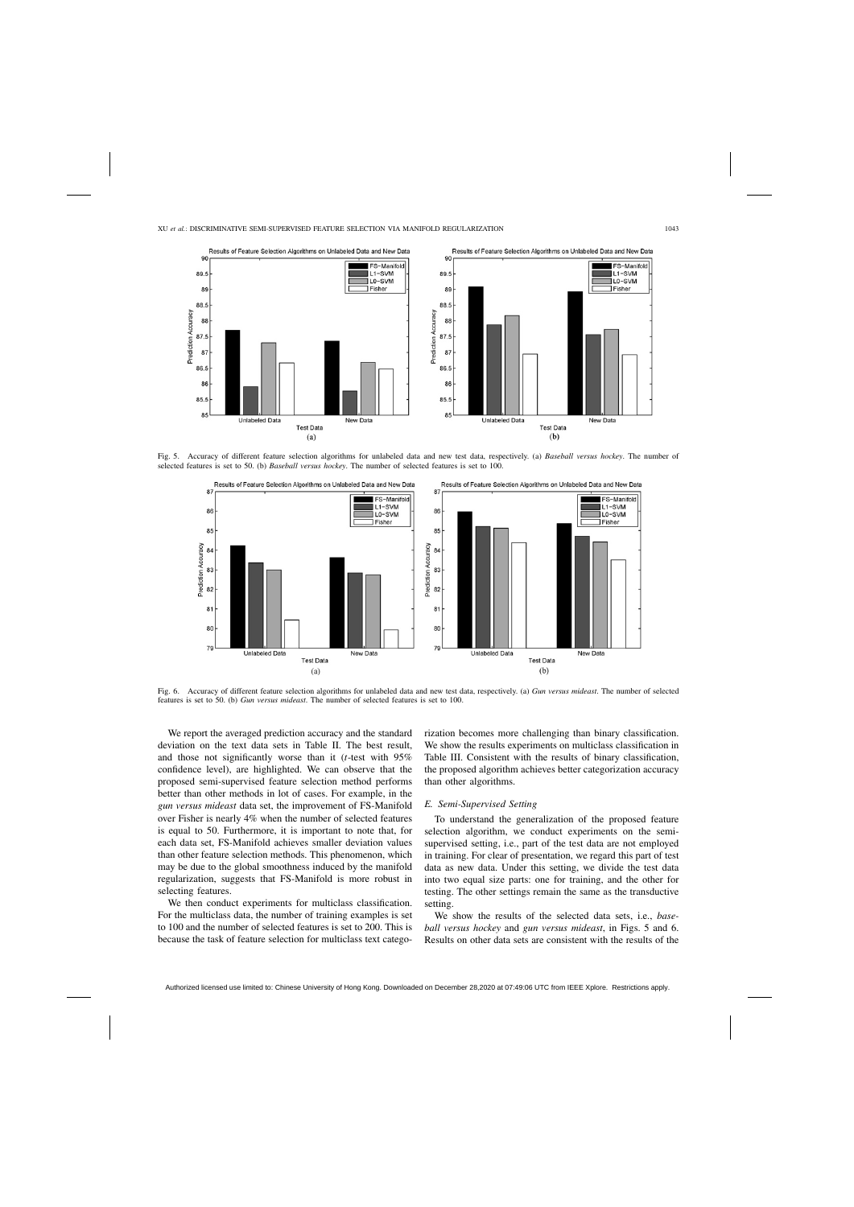Fig. 5. Accuracy of different feature selection algorithms for unlabeled data and new test data, respectively. (a) *Baseball versus hockey*. The number of selected features is set to 50. (b) *Baseball versus hockey*. The number of selected features is set to 100.

Fig. 6. Accuracy of different feature selection algorithms for unlabeled data and new test data, respectively. (a) *Gun versus mideast*. The number of selected features is set to 50. (b) *Gun versus mideast*. The number of selected features is set to 100.

We report the averaged prediction accuracy and the standard deviation on the text data sets in Table II. The best result, and those not significantly worse than it ($t$-test with 95% confidence level), are highlighted. We can observe that the proposed semi-supervised feature selection method performs better than other methods in lot of cases. For example, in the *gun versus mideast* data set, the improvement of FS-Manifold over Fisher is nearly 4% when the number of selected features is equal to 50. Furthermore, it is important to note that, for each data set, FS-Manifold achieves smaller deviation values than other feature selection methods. This phenomenon, which may be due to the global smoothness induced by the manifold regularization, suggests that FS-Manifold is more robust in selecting features.

We then conduct experiments for multiclass classification. For the multiclass data, the number of training examples is set to 100 and the number of selected features is set to 200. This is because the task of feature selection for multiclass text categorization becomes more challenging than binary classification. We show the results experiments on multiclass classification in Table III. Consistent with the results of binary classification, the proposed algorithm achieves better categorization accuracy than other algorithms.

### E. Semi-Supervised Setting

To understand the generalization of the proposed feature selection algorithm, we conduct experiments on the semi-supervised setting, i.e., part of the test data are not employed in training. For clear of presentation, we regard this part of test data as new data. Under this setting, we divide the test data into two equal size parts: one for training, and the other for testing. The other settings remain the same as the transductive setting.

We show the results of the selected data sets, i.e., *baseball versus hockey* and *gun versus mideast*, in Figs. 5 and 6. Results on other data sets are consistent with the results of the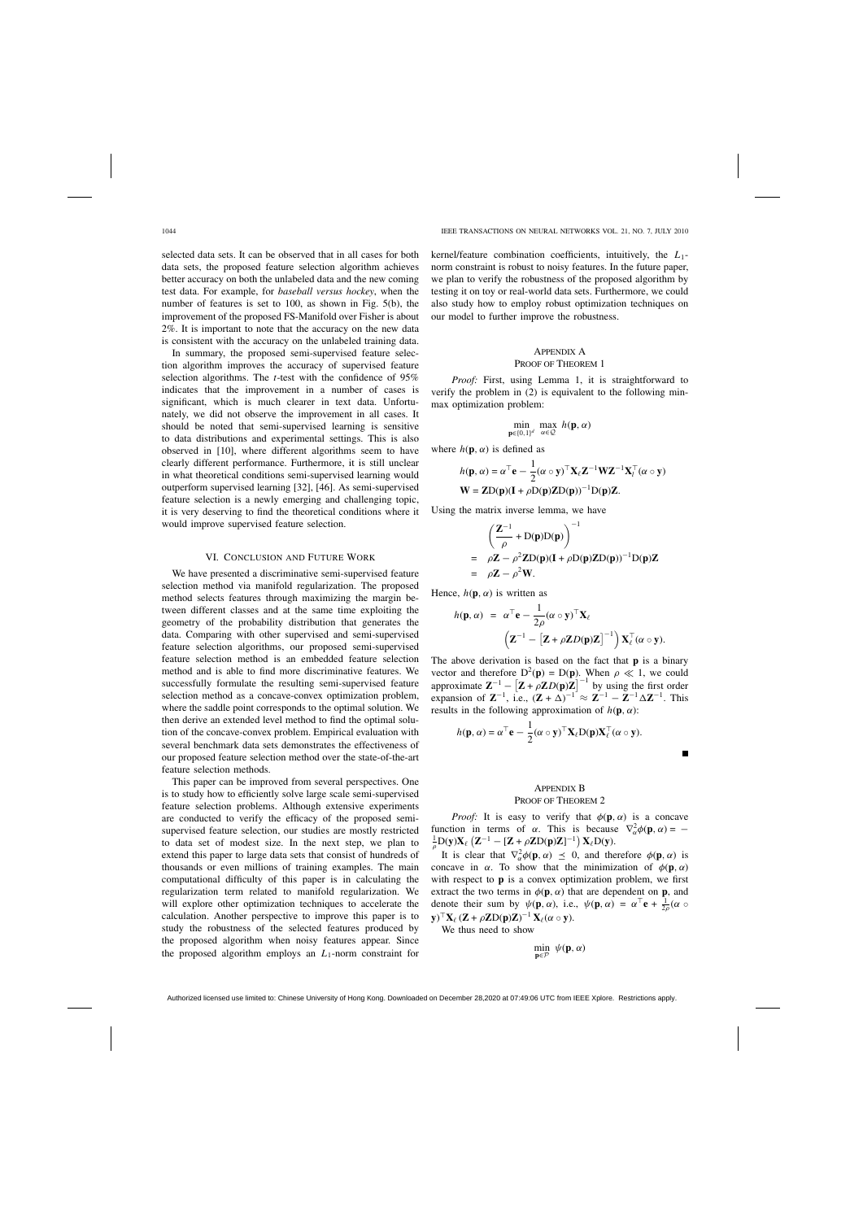selected data sets. It can be observed that in all cases for both data sets, the proposed feature selection algorithm achieves better accuracy on both the unlabeled data and the new coming test data. For example, for *baseball versus hockey*, when the number of features is set to 100, as shown in Fig. 5(b), the improvement of the proposed FS-Manifold over Fisher is about 2%. It is important to note that the accuracy on the new data is consistent with the accuracy on the unlabeled training data.

In summary, the proposed semi-supervised feature selection algorithm improves the accuracy of supervised feature selection algorithms. The $t$-test with the confidence of 95% indicates that the improvement in a number of cases is significant, which is much clearer in text data. Unfortunately, we did not observe the improvement in all cases. It should be noted that semi-supervised learning is sensitive to data distributions and experimental settings. This is also observed in [10], where different algorithms seem to have clearly different performance. Furthermore, it is still unclear in what theoretical conditions semi-supervised learning would outperform supervised learning [32], [46]. As semi-supervised feature selection is a newly emerging and challenging topic, it is very deserving to find the theoretical conditions where it would improve supervised feature selection.

## VI. Conclusion and Future Work

We have presented a discriminative semi-supervised feature selection method via manifold regularization. The proposed method selects features through maximizing the margin between different classes and at the same time exploiting the geometry of the probability distribution that generates the data. Comparing with other supervised and semi-supervised feature selection algorithms, our proposed semi-supervised feature selection method is an embedded feature selection method and is able to find more discriminative features. We successfully formulate the resulting semi-supervised feature selection method as a concave-convex optimization problem, where the saddle point corresponds to the optimal solution. We then derive an extended level method to find the optimal solution of the concave-convex problem. Empirical evaluation with several benchmark data sets demonstrates the effectiveness of our proposed feature selection method over the state-of-the-art feature selection methods.

This paper can be improved from several perspectives. One is to study how to efficiently solve large scale semi-supervised feature selection problems. Although extensive experiments are conducted to verify the efficacy of the proposed semi-supervised feature selection, our studies are mostly restricted to data set of modest size. In the next step, we plan to extend this paper to large data sets that consist of hundreds of thousands or even millions of training examples. The main computational difficulty of this paper is in calculating the regularization term related to manifold regularization. We will explore other optimization techniques to accelerate the calculation. Another perspective to improve this paper is to study the robustness of the selected features produced by the proposed algorithm when noisy features appear. Since the proposed algorithm employs an $L_1$-norm constraint for kernel/feature combination coefficients, intuitively, the $L_1$-norm constraint is robust to noisy features. In the future paper, we plan to verify the robustness of the proposed algorithm by testing it on toy or real-world data sets. Furthermore, we could also study how to employ robust optimization techniques on our model to further improve the robustness.

## Appendix A
## Proof of Theorem 1

*Proof:* First, using Lemma 1, it is straightforward to verify the problem in (2) is equivalent to the following min-max optimization problem:

$$\min_{\mathbf{p}\in\{0,1\}^d} \max_{\alpha\in\mathcal{Q}} h(\mathbf{p}, \alpha)$$

where $h(\mathbf{p}, \alpha)$ is defined as

$$h(\mathbf{p}, \alpha) = \alpha^\top \mathbf{e} - \frac{1}{2}(\alpha \circ \mathbf{y})^\top \mathbf{X}_\ell \mathbf{Z}^{-1}\mathbf{W}\mathbf{Z}^{-1}\mathbf{X}_\ell^\top(\alpha \circ \mathbf{y})$$
$$\mathbf{W} = \mathbf{Z}\mathrm{D}(\mathbf{p})(\mathbf{I} + \rho\mathrm{D}(\mathbf{p})\mathbf{Z}\mathrm{D}(\mathbf{p}))^{-1}\mathrm{D}(\mathbf{p})\mathbf{Z}.$$

Using the matrix inverse lemma, we have

$$\begin{aligned}
&\left(\frac{\mathbf{Z}^{-1}}{\rho} + \mathrm{D}(\mathbf{p})\mathrm{D}(\mathbf{p})\right)^{-1} \\
&= \rho\mathbf{Z} - \rho^2\mathbf{Z}\mathrm{D}(\mathbf{p})(\mathbf{I} + \rho\mathrm{D}(\mathbf{p})\mathbf{Z}\mathrm{D}(\mathbf{p}))^{-1}\mathrm{D}(\mathbf{p})\mathbf{Z} \\
&= \rho\mathbf{Z} - \rho^2\mathbf{W}.
\end{aligned}$$

Hence, $h(\mathbf{p}, \alpha)$ is written as

$$\begin{aligned}
h(\mathbf{p}, \alpha) &= \alpha^\top \mathbf{e} - \frac{1}{2\rho}(\alpha \circ \mathbf{y})^\top \mathbf{X}_\ell \\
&\quad \left(\mathbf{Z}^{-1} - \left[\mathbf{Z} + \rho\mathbf{Z}D(\mathbf{p})\mathbf{Z}\right]^{-1}\right)\mathbf{X}_\ell^\top(\alpha \circ \mathbf{y}).
\end{aligned}$$

The above derivation is based on the fact that $\mathbf{p}$ is a binary vector and therefore $\mathrm{D}^2(\mathbf{p}) = \mathrm{D}(\mathbf{p})$. When $\rho \ll 1$, we could approximate $\mathbf{Z}^{-1} - \left[\mathbf{Z} + \rho\mathbf{Z}D(\mathbf{p})\mathbf{Z}\right]^{-1}$ by using the first order expansion of $\mathbf{Z}^{-1}$, i.e., $(\mathbf{Z} + \Delta)^{-1} \approx \mathbf{Z}^{-1} - \mathbf{Z}^{-1}\Delta\mathbf{Z}^{-1}$. This results in the following approximation of $h(\mathbf{p}, \alpha)$:

$$h(\mathbf{p}, \alpha) = \alpha^\top \mathbf{e} - \frac{1}{2}(\alpha \circ \mathbf{y})^\top \mathbf{X}_\ell \mathrm{D}(\mathbf{p})\mathbf{X}_\ell^\top(\alpha \circ \mathbf{y}).$$

■

## Appendix B
## Proof of Theorem 2

*Proof:* It is easy to verify that $\phi(\mathbf{p}, \alpha)$ is a concave function in terms of $\alpha$. This is because $\nabla_\alpha^2 \phi(\mathbf{p}, \alpha) = -\frac{1}{\rho}\mathrm{D}(\mathbf{y})\mathbf{X}_\ell\left(\mathbf{Z}^{-1} - [\mathbf{Z} + \rho\mathbf{Z}\mathrm{D}(\mathbf{p})\mathbf{Z}]^{-1}\right)\mathbf{X}_\ell\mathrm{D}(\mathbf{y})$.

It is clear that $\nabla_\alpha^2 \phi(\mathbf{p}, \alpha) \preceq 0$, and therefore $\phi(\mathbf{p}, \alpha)$ is concave in $\alpha$. To show that the minimization of $\phi(\mathbf{p}, \alpha)$ with respect to $\mathbf{p}$ is a convex optimization problem, we first extract the two terms in $\phi(\mathbf{p}, \alpha)$ that are dependent on $\mathbf{p}$, and denote their sum by $\psi(\mathbf{p}, \alpha)$, i.e., $\psi(\mathbf{p}, \alpha) = \alpha^\top \mathbf{e} + \frac{1}{2\rho}(\alpha \circ \mathbf{y})^\top \mathbf{X}_\ell(\mathbf{Z} + \rho\mathbf{Z}\mathrm{D}(\mathbf{p})\mathbf{Z})^{-1}\mathbf{X}_\ell(\alpha \circ \mathbf{y})$.

We thus need to show

$$\min_{\mathbf{p}\in\mathcal{P}} \psi(\mathbf{p}, \alpha)$$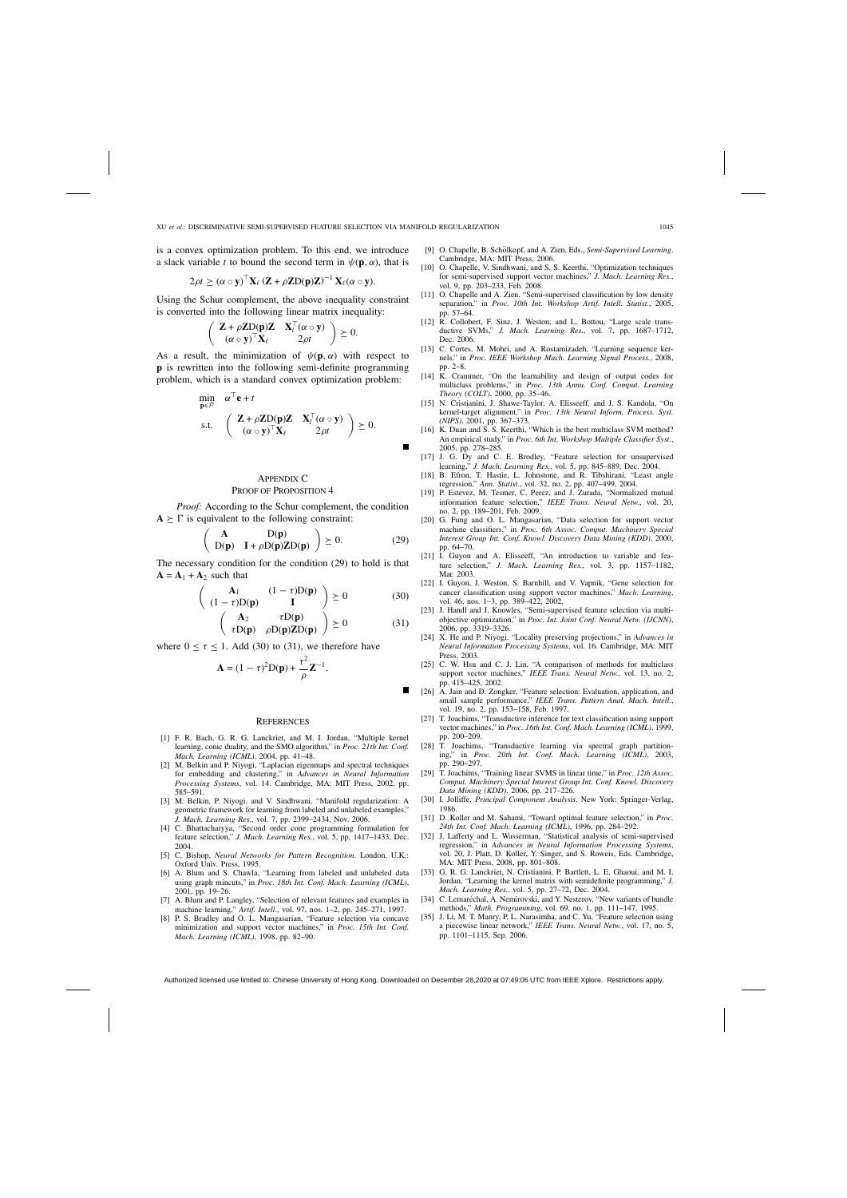is a convex optimization problem. To this end, we introduce a slack variable $t$ to bound the second term in $\psi(\mathbf{p}, \alpha)$, that is

$$2\rho t \geq (\alpha \circ \mathbf{y})^\top \mathbf{X}_\ell \left(\mathbf{Z} + \rho \mathbf{Z} \mathrm{D}(\mathbf{p}) \mathbf{Z}\right)^{-1} \mathbf{X}_\ell (\alpha \circ \mathbf{y}).$$

Using the Schur complement, the above inequality constraint is converted into the following linear matrix inequality:

$$\begin{pmatrix} \mathbf{Z} + \rho \mathbf{Z} \mathrm{D}(\mathbf{p}) \mathbf{Z} & \mathbf{X}_\ell^\top (\alpha \circ \mathbf{y}) \\ (\alpha \circ \mathbf{y})^\top \mathbf{X}_\ell & 2\rho t \end{pmatrix} \succeq 0.$$

As a result, the minimization of $\psi(\mathbf{p}, \alpha)$ with respect to $\mathbf{p}$ is rewritten into the following semi-definite programming problem, which is a standard convex optimization problem:

$$\begin{aligned} \min_{\mathbf{p} \in \mathcal{P}} \quad & \alpha^\top \mathbf{e} + t \\ \text{s.t.} \quad & \begin{pmatrix} \mathbf{Z} + \rho \mathbf{Z} \mathrm{D}(\mathbf{p}) \mathbf{Z} & \mathbf{X}_\ell^\top (\alpha \circ \mathbf{y}) \\ (\alpha \circ \mathbf{y})^\top \mathbf{X}_\ell & 2\rho t \end{pmatrix} \succeq 0. \end{aligned}$$

■

## Appendix C
## Proof of Proposition 4

*Proof:* According to the Schur complement, the condition $\mathbf{A} \succeq \Gamma$ is equivalent to the following constraint:

$$\begin{pmatrix} \mathbf{A} & \mathrm{D}(\mathbf{p}) \\ \mathrm{D}(\mathbf{p}) & \mathbf{I} + \rho \mathrm{D}(\mathbf{p}) \mathbf{Z} \mathrm{D}(\mathbf{p}) \end{pmatrix} \succeq 0. \tag{29}$$

The necessary condition for the condition (29) to hold is that $\mathbf{A} = \mathbf{A}_1 + \mathbf{A}_2$ such that

$$\begin{pmatrix} \mathbf{A}_1 & (1-\tau)\mathrm{D}(\mathbf{p}) \\ (1-\tau)\mathrm{D}(\mathbf{p}) & \mathbf{I} \end{pmatrix} \succeq 0 \tag{30}$$

$$\begin{pmatrix} \mathbf{A}_2 & \tau \mathrm{D}(\mathbf{p}) \\ \tau \mathrm{D}(\mathbf{p}) & \rho \mathrm{D}(\mathbf{p}) \mathbf{Z} \mathrm{D}(\mathbf{p}) \end{pmatrix} \succeq 0 \tag{31}$$

where $0 \leq \tau \leq 1$. Add (30) to (31), we therefore have

$$\mathbf{A} = (1-\tau)^2 \mathrm{D}(\mathbf{p}) + \frac{\tau^2}{\rho} \mathbf{Z}^{-1}.$$

■

## References

[1] F. R. Bach, G. R. G. Lanckriet, and M. I. Jordan, "Multiple kernel learning, conic duality, and the SMO algorithm," in *Proc. 21th Int. Conf. Mach. Learning (ICML)*, 2004, pp. 41–48.

[2] M. Belkin and P. Niyogi, "Laplacian eigenmaps and spectral techniques for embedding and clustering," in *Advances in Neural Information Processing Systems*, vol. 14. Cambridge, MA: MIT Press, 2002, pp. 585–591.

[3] M. Belkin, P. Niyogi, and V. Sindhwani, "Manifold regularization: A geometric framework for learning from labeled and unlabeled examples," *J. Mach. Learning Res.*, vol. 7, pp. 2399–2434, Nov. 2006.

[4] C. Bhattacharyya, "Second order cone programming formulation for feature selection," *J. Mach. Learning Res.*, vol. 5, pp. 1417–1433, Dec. 2004.

[5] C. Bishop, *Neural Networks for Pattern Recognition*. London, U.K.: Oxford Univ. Press, 1995.

[6] A. Blum and S. Chawla, "Learning from labeled and unlabeled data using graph mincuts," in *Proc. 18th Int. Conf. Mach. Learning (ICML)*, 2001, pp. 19–26.

[7] A. Blum and P. Langley, "Selection of relevant features and examples in machine learning," *Artif. Intell.*, vol. 97, nos. 1–2, pp. 245–271, 1997.

[8] P. S. Bradley and O. L. Mangasarian, "Feature selection via concave minimization and support vector machines," in *Proc. 15th Int. Conf. Mach. Learning (ICML)*, 1998, pp. 82–90.

[9] O. Chapelle, B. Schölkopf, and A. Zien, Eds., *Semi-Supervised Learning*. Cambridge, MA: MIT Press, 2006.

[10] O. Chapelle, V. Sindhwani, and S. S. Keerthi, "Optimization techniques for semi-supervised support vector machines," *J. Mach. Learning Res.*, vol. 9, pp. 203–233, Feb. 2008.

[11] O. Chapelle and A. Zien, "Semi-supervised classification by low density separation," in *Proc. 10th Int. Workshop Artif. Intell. Statist.*, 2005, pp. 57–64.

[12] R. Collobert, F. Sinz, J. Weston, and L. Bottou, "Large scale transductive SVMs," *J. Mach. Learning Res.*, vol. 7, pp. 1687–1712, Dec. 2006.

[13] C. Cortes, M. Mohri, and A. Rostamizadeh, "Learning sequence kernels," in *Proc. IEEE Workshop Mach. Learning Signal Process.*, 2008, pp. 2–8.

[14] K. Crammer, "On the learnability and design of output codes for multiclass problems," in *Proc. 13th Annu. Conf. Comput. Learning Theory (COLT)*, 2000, pp. 35–46.

[15] N. Cristianini, J. Shawe-Taylor, A. Elisseeff, and J. S. Kandola, "On kernel-target alignment," in *Proc. 13th Neural Inform. Process. Syst. (NIPS)*, 2001, pp. 367–373.

[16] K. Duan and S. S. Keerthi, "Which is the best multiclass SVM method? An empirical study," in *Proc. 6th Int. Workshop Multiple Classifier Syst.*, 2005, pp. 278–285.

[17] J. G. Dy and C. E. Brodley, "Feature selection for unsupervised learning," *J. Mach. Learning Res.*, vol. 5, pp. 845–889, Dec. 2004.

[18] B. Efron, T. Hastie, L. Johnstone, and R. Tibshirani, "Least angle regression," *Ann. Statist.*, vol. 32, no. 2, pp. 407–499, 2004.

[19] P. Estevez, M. Tesmer, C. Perez, and J. Zurada, "Normalized mutual information feature selection," *IEEE Trans. Neural Netw.*, vol. 20, no. 2, pp. 189–201, Feb. 2009.

[20] G. Fung and O. L. Mangasarian, "Data selection for support vector machine classifiers," in *Proc. 6th Assoc. Comput. Machinery Special Interest Group Int. Conf. Knowl. Discovery Data Mining (KDD)*, 2000, pp. 64–70.

[21] I. Guyon and A. Elisseeff, "An introduction to variable and feature selection," *J. Mach. Learning Res.*, vol. 3, pp. 1157–1182, Mar. 2003.

[22] I. Guyon, J. Weston, S. Barnhill, and V. Vapnik, "Gene selection for cancer classification using support vector machines," *Mach. Learning*, vol. 46, nos. 1–3, pp. 389–422, 2002.

[23] J. Handl and J. Knowles, "Semi-supervised feature selection via multiobjective optimization," in *Proc. Int. Joint Conf. Neural Netw. (IJCNN)*, 2006, pp. 3319–3326.

[24] X. He and P. Niyogi, "Locality preserving projections," in *Advances in Neural Information Processing Systems*, vol. 16. Cambridge, MA: MIT Press, 2003.

[25] C. W. Hsu and C. J. Lin, "A comparison of methods for multiclass support vector machines," *IEEE Trans. Neural Netw.*, vol. 13, no. 2, pp. 415–425, 2002.

[26] A. Jain and D. Zongker, "Feature selection: Evaluation, application, and small sample performance," *IEEE Trans. Pattern Anal. Mach. Intell.*, vol. 19, no. 2, pp. 153–158, Feb. 1997.

[27] T. Joachims, "Transductive inference for text classification using support vector machines," in *Proc. 16th Int. Conf. Mach. Learning (ICML)*, 1999, pp. 200–209.

[28] T. Joachims, "Transductive learning via spectral graph partitioning," in *Proc. 20th Int. Conf. Mach. Learning (ICML)*, 2003, pp. 290–297.

[29] T. Joachims, "Training linear SVMS in linear time," in *Proc. 12th Assoc. Comput. Machinery Special Interest Group Int. Conf. Knowl. Discovery Data Mining (KDD)*, 2006, pp. 217–226.

[30] I. Jolliffe, *Principal Component Analysis*. New York: Springer-Verlag, 1986.

[31] D. Koller and M. Sahami, "Toward optimal feature selection," in *Proc. 24th Int. Conf. Mach. Learning (ICML)*, 1996, pp. 284–292.

[32] J. Lafferty and L. Wasserman, "Statistical analysis of semi-supervised regression," in *Advances in Neural Information Processing Systems*, vol. 20, J. Platt, D. Koller, Y. Singer, and S. Roweis, Eds. Cambridge, MA: MIT Press, 2008, pp. 801–808.

[33] G. R. G. Lanckriet, N. Cristianini, P. Bartlett, L. E. Ghaoui, and M. I. Jordan, "Learning the kernel matrix with semidefinite programming," *J. Mach. Learning Res.*, vol. 5, pp. 27–72, Dec. 2004.

[34] C. Lemaréchal, A. Nemirovski, and Y. Nesterov, "New variants of bundle methods," *Math. Programming*, vol. 69, no. 1, pp. 111–147, 1995.

[35] J. Li, M. T. Manry, P. L. Narasimha, and C. Yu, "Feature selection using a piecewise linear network," *IEEE Trans. Neural Netw.*, vol. 17, no. 5, pp. 1101–1115, Sep. 2006.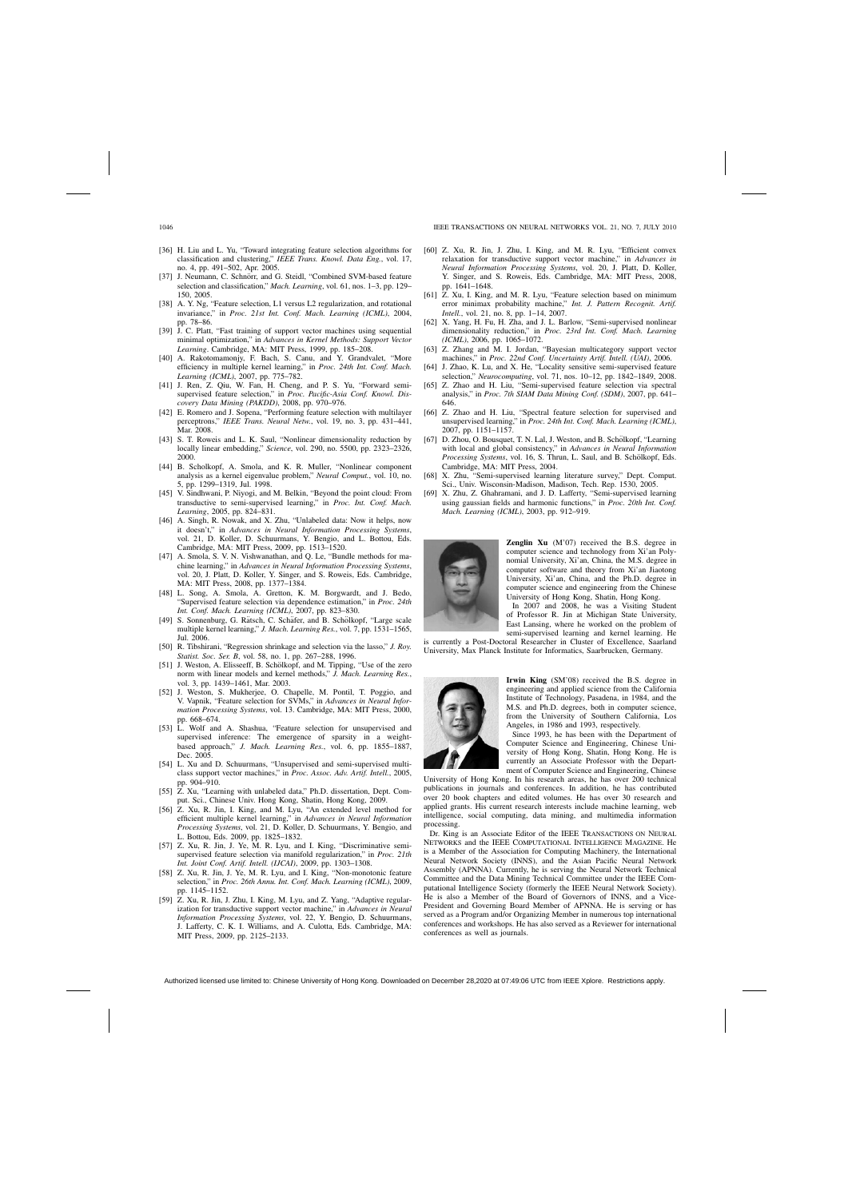[36] H. Liu and L. Yu, "Toward integrating feature selection algorithms for classification and clustering," *IEEE Trans. Knowl. Data Eng.*, vol. 17, no. 4, pp. 491–502, Apr. 2005.

[37] J. Neumann, C. Schnörr, and G. Steidl, "Combined SVM-based feature selection and classification," *Mach. Learning*, vol. 61, nos. 1–3, pp. 129–150, 2005.

[38] A. Y. Ng, "Feature selection, L1 versus L2 regularization, and rotational invariance," in *Proc. 21st Int. Conf. Mach. Learning (ICML)*, 2004, pp. 78–86.

[39] J. C. Platt, "Fast training of support vector machines using sequential minimal optimization," in *Advances in Kernel Methods: Support Vector Learning*. Cambridge, MA: MIT Press, 1999, pp. 185–208.

[40] A. Rakotomamonjy, F. Bach, S. Canu, and Y. Grandvalet, "More efficiency in multiple kernel learning," in *Proc. 24th Int. Conf. Mach. Learning (ICML)*, 2007, pp. 775–782.

[41] J. Ren, Z. Qiu, W. Fan, H. Cheng, and P. S. Yu, "Forward semi-supervised feature selection," in *Proc. Pacific-Asia Conf. Knowl. Discovery Data Mining (PAKDD)*, 2008, pp. 970–976.

[42] E. Romero and J. Sopena, "Performing feature selection with multilayer perceptrons," *IEEE Trans. Neural Netw.*, vol. 19, no. 3, pp. 431–441, Mar. 2008.

[43] S. T. Roweis and L. K. Saul, "Nonlinear dimensionality reduction by locally linear embedding," *Science*, vol. 290, no. 5500, pp. 2323–2326, 2000.

[44] B. Scholkopf, A. Smola, and K. R. Muller, "Nonlinear component analysis as a kernel eigenvalue problem," *Neural Comput.*, vol. 10, no. 5, pp. 1299–1319, Jul. 1998.

[45] V. Sindhwani, P. Niyogi, and M. Belkin, "Beyond the point cloud: From transductive to semi-supervised learning," in *Proc. Int. Conf. Mach. Learning*, 2005, pp. 824–831.

[46] A. Singh, R. Nowak, and X. Zhu, "Unlabeled data: Now it helps, now it doesn't," in *Advances in Neural Information Processing Systems*, vol. 21, D. Koller, D. Schuurmans, Y. Bengio, and L. Bottou, Eds. Cambridge, MA: MIT Press, 2009, pp. 1513–1520.

[47] A. Smola, S. V. N. Vishwanathan, and Q. Le, "Bundle methods for machine learning," in *Advances in Neural Information Processing Systems*, vol. 20, J. Platt, D. Koller, Y. Singer, and S. Roweis, Eds. Cambridge, MA: MIT Press, 2008, pp. 1377–1384.

[48] L. Song, A. Smola, A. Gretton, K. M. Borgwardt, and J. Bedo, "Supervised feature selection via dependence estimation," in *Proc. 24th Int. Conf. Mach. Learning (ICML)*, 2007, pp. 823–830.

[49] S. Sonnenburg, G. Rätsch, C. Schäfer, and B. Schölkopf, "Large scale multiple kernel learning," *J. Mach. Learning Res.*, vol. 7, pp. 1531–1565, Jul. 2006.

[50] R. Tibshirani, "Regression shrinkage and selection via the lasso," *J. Roy. Statist. Soc. Ser. B*, vol. 58, no. 1, pp. 267–288, 1996.

[51] J. Weston, A. Elisseeff, B. Schölkopf, and M. Tipping, "Use of the zero norm with linear models and kernel methods," *J. Mach. Learning Res.*, vol. 3, pp. 1439–1461, Mar. 2003.

[52] J. Weston, S. Mukherjee, O. Chapelle, M. Pontil, T. Poggio, and V. Vapnik, "Feature selection for SVMs," in *Advances in Neural Information Processing Systems*, vol. 13. Cambridge, MA: MIT Press, 2000, pp. 668–674.

[53] L. Wolf and A. Shashua, "Feature selection for unsupervised and supervised inference: The emergence of sparsity in a weight-based approach," *J. Mach. Learning Res.*, vol. 6, pp. 1855–1887, Dec. 2005.

[54] L. Xu and D. Schuurmans, "Unsupervised and semi-supervised multi-class support vector machines," in *Proc. Assoc. Adv. Artif. Intell.*, 2005, pp. 904–910.

[55] Z. Xu, "Learning with unlabeled data," Ph.D. dissertation, Dept. Comput. Sci., Chinese Univ. Hong Kong, Shatin, Hong Kong, 2009.

[56] Z. Xu, R. Jin, I. King, and M. Lyu, "An extended level method for efficient multiple kernel learning," in *Advances in Neural Information Processing Systems*, vol. 21, D. Koller, D. Schuurmans, Y. Bengio, and L. Bottou, Eds. 2009, pp. 1825–1832.

[57] Z. Xu, R. Jin, J. Ye, M. R. Lyu, and I. King, "Discriminative semi-supervised feature selection via manifold regularization," in *Proc. 21th Int. Joint Conf. Artif. Intell. (IJCAI)*, 2009, pp. 1303–1308.

[58] Z. Xu, R. Jin, J. Ye, M. R. Lyu, and I. King, "Non-monotonic feature selection," in *Proc. 26th Annu. Int. Conf. Mach. Learning (ICML)*, 2009, pp. 1145–1152.

[59] Z. Xu, R. Jin, J. Zhu, I. King, M. Lyu, and Z. Yang, "Adaptive regularization for transductive support vector machine," in *Advances in Neural Information Processing Systems*, vol. 22, Y. Bengio, D. Schuurmans, J. Lafferty, C. K. I. Williams, and A. Culotta, Eds. Cambridge, MA: MIT Press, 2009, pp. 2125–2133.

[60] Z. Xu, R. Jin, J. Zhu, I. King, and M. R. Lyu, "Efficient convex relaxation for transductive support vector machine," in *Advances in Neural Information Processing Systems*, vol. 20, J. Platt, D. Koller, Y. Singer, and S. Roweis, Eds. Cambridge, MA: MIT Press, 2008, pp. 1641–1648.

[61] Z. Xu, I. King, and M. R. Lyu, "Feature selection based on minimum error minimax probability machine," *Int. J. Pattern Recognit. Artif. Intell.*, vol. 21, no. 8, pp. 1–14, 2007.

[62] X. Yang, H. Fu, H. Zha, and J. L. Barlow, "Semi-supervised nonlinear dimensionality reduction," in *Proc. 23rd Int. Conf. Mach. Learning (ICML)*, 2006, pp. 1065–1072.

[63] Z. Zhang and M. I. Jordan, "Bayesian multicategory support vector machines," in *Proc. 22nd Conf. Uncertainty Artif. Intell. (UAI)*, 2006.

[64] J. Zhao, K. Lu, and X. He, "Locality sensitive semi-supervised feature selection," *Neurocomputing*, vol. 71, nos. 10–12, pp. 1842–1849, 2008.

[65] Z. Zhao and H. Liu, "Semi-supervised feature selection via spectral analysis," in *Proc. 7th SIAM Data Mining Conf. (SDM)*, 2007, pp. 641–646.

[66] Z. Zhao and H. Liu, "Spectral feature selection for supervised and unsupervised learning," in *Proc. 24th Int. Conf. Mach. Learning (ICML)*, 2007, pp. 1151–1157.

[67] D. Zhou, O. Bousquet, T. N. Lal, J. Weston, and B. Schölkopf, "Learning with local and global consistency," in *Advances in Neural Information Processing Systems*, vol. 16, S. Thrun, L. Saul, and B. Schölkopf, Eds. Cambridge, MA: MIT Press, 2004.

[68] X. Zhu, "Semi-supervised learning literature survey," Dept. Comput. Sci., Univ. Wisconsin-Madison, Madison, Tech. Rep. 1530, 2005.

[69] X. Zhu, Z. Ghahramani, and J. D. Lafferty, "Semi-supervised learning using gaussian fields and harmonic functions," in *Proc. 20th Int. Conf. Mach. Learning (ICML)*, 2003, pp. 912–919.

**Zenglin Xu** (M'07) received the B.S. degree in computer science and technology from Xi'an Polynomial University, Xi'an, China, the M.S. degree in computer software and theory from Xi'an Jiaotong University, Xi'an, China, and the Ph.D. degree in computer science and engineering from the Chinese University of Hong Kong, Shatin, Hong Kong.

In 2007 and 2008, he was a Visiting Student of Professor R. Jin at Michigan State University, East Lansing, where he worked on the problem of semi-supervised learning and kernel learning. He is currently a Post-Doctoral Researcher in Cluster of Excellence, Saarland University, Max Planck Institute for Informatics, Saarbrucken, Germany.

**Irwin King** (SM'08) received the B.S. degree in engineering and applied science from the California Institute of Technology, Pasadena, in 1984, and the M.S. and Ph.D. degrees, both in computer science, from the University of Southern California, Los Angeles, in 1986 and 1993, respectively.

Since 1993, he has been with the Department of Computer Science and Engineering, Chinese University of Hong Kong, Shatin, Hong Kong. He is currently an Associate Professor with the Department of Computer Science and Engineering, Chinese University of Hong Kong. In his research areas, he has over 200 technical publications in journals and conferences. In addition, he has contributed over 20 book chapters and edited volumes. He has over 30 research and applied grants. His current research interests include machine learning, web intelligence, social computing, data mining, and multimedia information processing.

Dr. King is an Associate Editor of the IEEE TRANSACTIONS ON NEURAL NETWORKS and the IEEE COMPUTATIONAL INTELLIGENCE MAGAZINE. He is a Member of the Association for Computing Machinery, the International Neural Network Society (INNS), and the Asian Pacific Neural Network Assembly (APNNA). Currently, he is serving the Neural Network Technical Committee and the Data Mining Technical Committee under the IEEE Computational Intelligence Society (formerly the IEEE Neural Network Society). He is also a Member of the Board of Governors of INNS, and a Vice-President and Governing Board Member of APNNA. He is serving or has served as a Program and/or Organizing Member in numerous top international conferences and workshops. He has also served as a Reviewer for international conferences as well as journals.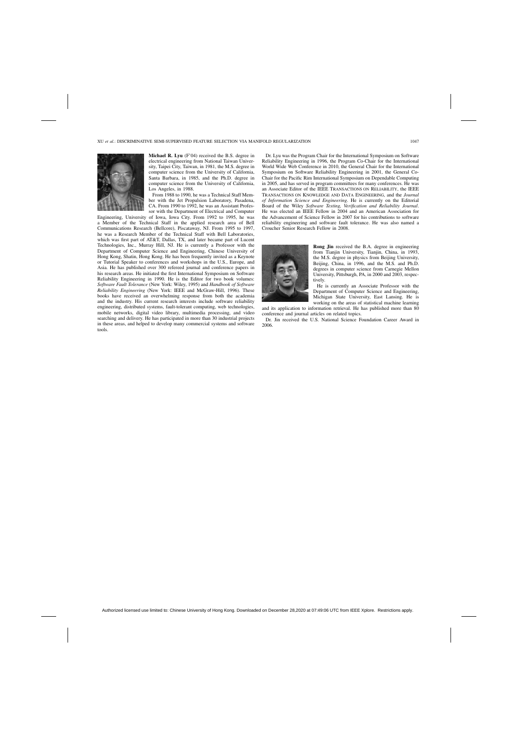**Michael R. Lyu** (F'04) received the B.S. degree in electrical engineering from National Taiwan University, Taipei City, Taiwan, in 1981, the M.S. degree in computer science from the University of California, Santa Barbara, in 1985, and the Ph.D. degree in computer science from the University of California, Los Angeles, in 1988.

From 1988 to 1990, he was a Technical Staff Member with the Jet Propulsion Laboratory, Pasadena, CA. From 1990 to 1992, he was an Assistant Professor with the Department of Electrical and Computer Engineering, University of Iowa, Iowa City. From 1992 to 1995, he was a Member of the Technical Staff in the applied research area of Bell Communications Research (Bellcore), Piscataway, NJ. From 1995 to 1997, he was a Research Member of the Technical Staff with Bell Laboratories, which was first part of AT&T, Dallas, TX, and later became part of Lucent Technologies, Inc., Murray Hill, NJ. He is currently a Professor with the Department of Computer Science and Engineering, Chinese University of Hong Kong, Shatin, Hong Kong. He has been frequently invited as a Keynote or Tutorial Speaker to conferences and workshops in the U.S., Europe, and Asia. He has published over 300 refereed journal and conference papers in his research areas. He initiated the first International Symposium on Software Reliability Engineering in 1990. He is the Editor for two book volumes: *Software Fault Tolerance* (New York: Wiley, 1995) and *Handbook of Software Reliability Engineering* (New York: IEEE and McGraw-Hill, 1996). These books have received an overwhelming response from both the academia and the industry. His current research interests include software reliability engineering, distributed systems, fault-tolerant computing, web technologies, mobile networks, digital video library, multimedia processing, and video searching and delivery. He has participated in more than 30 industrial projects in these areas, and helped to develop many commercial systems and software tools.

Dr. Lyu was the Program Chair for the International Symposium on Software Reliability Engineering in 1996, the Program Co-Chair for the International World Wide Web Conference in 2010, the General Chair for the International Symposium on Software Reliability Engineering in 2001, the General Co-Chair for the Pacific Rim International Symposium on Dependable Computing in 2005, and has served in program committees for many conferences. He was an Associate Editor of the IEEE TRANSACTIONS ON RELIABILITY, the IEEE TRANSACTIONS ON KNOWLEDGE AND DATA ENGINEERING, and the *Journal of Information Science and Engineering*. He is currently on the Editorial Board of the Wiley *Software Testing, Verification and Reliability Journal*. He was elected an IEEE Fellow in 2004 and an American Association for the Advancement of Science Fellow in 2007 for his contributions to software reliability engineering and software fault tolerance. He was also named a Croucher Senior Research Fellow in 2008.

**Rong Jin** received the B.A. degree in engineering from Tianjin University, Tianjin, China, in 1993, the M.S. degree in physics from Beijing University, Beijing, China, in 1996, and the M.S. and Ph.D. degrees in computer science from Carnegie Mellon University, Pittsburgh, PA, in 2000 and 2003, respectively.

He is currently an Associate Professor with the Department of Computer Science and Engineering, Michigan State University, East Lansing. He is working on the areas of statistical machine learning and its application to information retrieval. He has published more than 80 conference and journal articles on related topics.

Dr. Jin received the U.S. National Science Foundation Career Award in 2006.